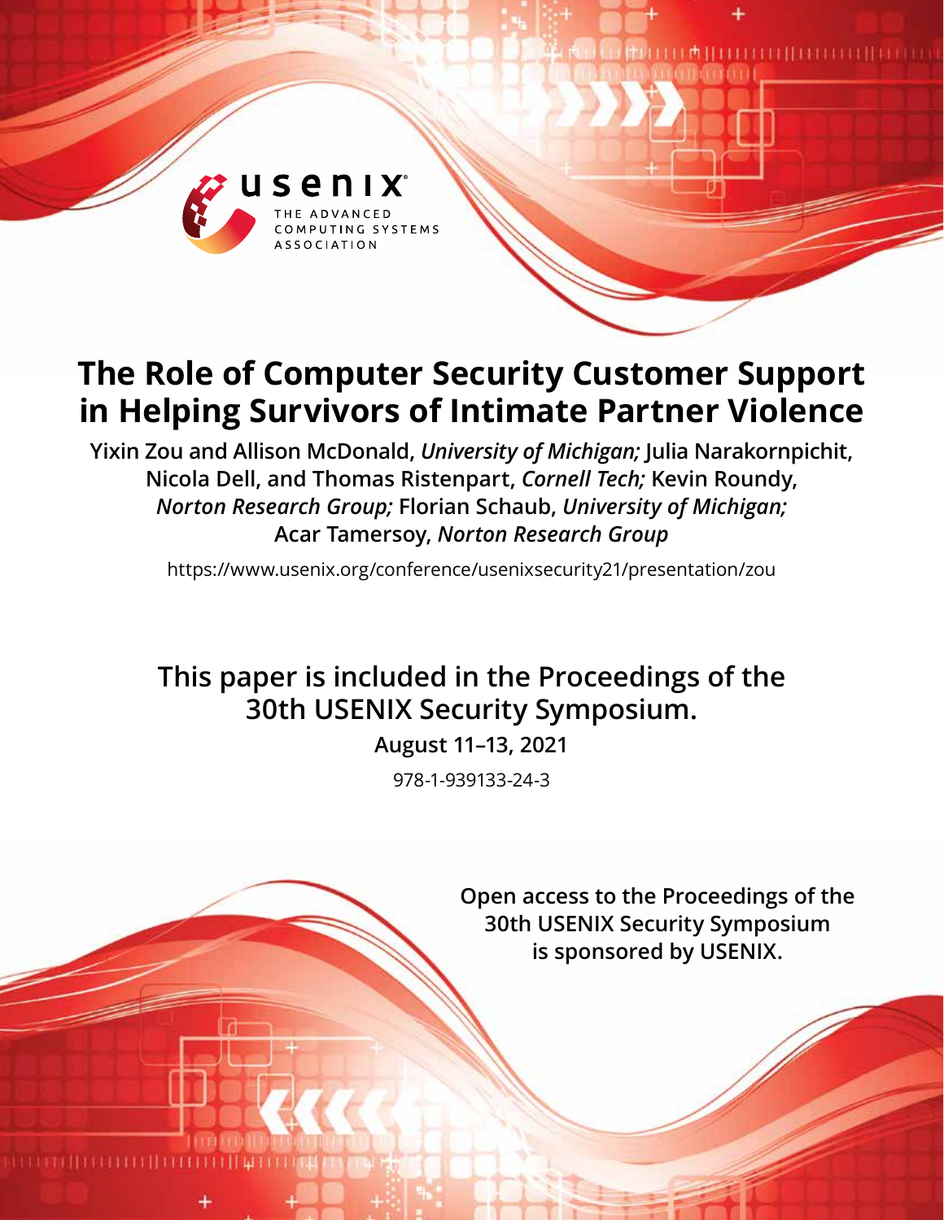# The Role of Computer Security Customer Support in Helping Survivors of Intimate Partner Violence

**Yixin Zou and Allison McDonald,** ***University of Michigan;*** **Julia Narakornpichit, Nicola Dell, and Thomas Ristenpart,** ***Cornell Tech;*** **Kevin Roundy,** ***Norton Research Group;*** **Florian Schaub,** ***University of Michigan;*** **Acar Tamersoy,** ***Norton Research Group***

https://www.usenix.org/conference/usenixsecurity21/presentation/zou

**This paper is included in the Proceedings of the 30th USENIX Security Symposium.**

**August 11–13, 2021**

978-1-939133-24-3

**Open access to the Proceedings of the 30th USENIX Security Symposium is sponsored by USENIX.**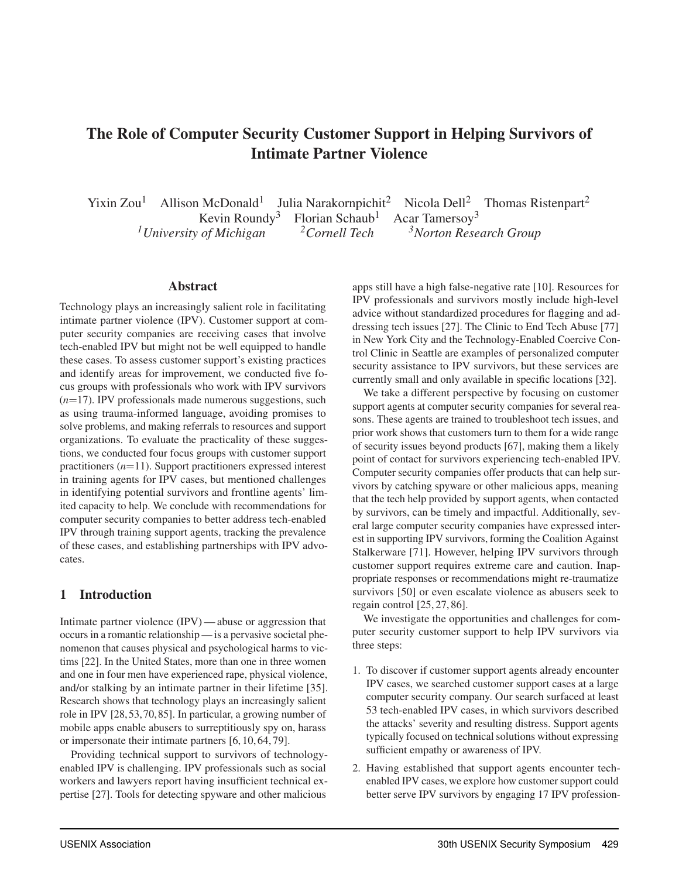# The Role of Computer Security Customer Support in Helping Survivors of Intimate Partner Violence

Yixin Zou[1] Allison McDonald[1] Julia Narakornpichit[2] Nicola Dell[2] Thomas Ristenpart[2] Kevin Roundy[3] Florian Schaub[1] Acar Tamersoy[3]

*[1]University of Michigan* *[2]Cornell Tech* *[3]Norton Research Group*

## Abstract

Technology plays an increasingly salient role in facilitating intimate partner violence (IPV). Customer support at computer security companies are receiving cases that involve tech-enabled IPV but might not be well equipped to handle these cases. To assess customer support's existing practices and identify areas for improvement, we conducted five focus groups with professionals who work with IPV survivors ($n$=17). IPV professionals made numerous suggestions, such as using trauma-informed language, avoiding promises to solve problems, and making referrals to resources and support organizations. To evaluate the practicality of these suggestions, we conducted four focus groups with customer support practitioners ($n$=11). Support practitioners expressed interest in training agents for IPV cases, but mentioned challenges in identifying potential survivors and frontline agents' limited capacity to help. We conclude with recommendations for computer security companies to better address tech-enabled IPV through training support agents, tracking the prevalence of these cases, and establishing partnerships with IPV advocates.

## 1 Introduction

Intimate partner violence (IPV) — abuse or aggression that occurs in a romantic relationship — is a pervasive societal phenomenon that causes physical and psychological harms to victims [22]. In the United States, more than one in three women and one in four men have experienced rape, physical violence, and/or stalking by an intimate partner in their lifetime [35]. Research shows that technology plays an increasingly salient role in IPV [28,53,70,85]. In particular, a growing number of mobile apps enable abusers to surreptitiously spy on, harass or impersonate their intimate partners [6,10,64,79].

Providing technical support to survivors of technology-enabled IPV is challenging. IPV professionals such as social workers and lawyers report having insufficient technical expertise [27]. Tools for detecting spyware and other malicious apps still have a high false-negative rate [10]. Resources for IPV professionals and survivors mostly include high-level advice without standardized procedures for flagging and addressing tech issues [27]. The Clinic to End Tech Abuse [77] in New York City and the Technology-Enabled Coercive Control Clinic in Seattle are examples of personalized computer security assistance to IPV survivors, but these services are currently small and only available in specific locations [32].

We take a different perspective by focusing on customer support agents at computer security companies for several reasons. These agents are trained to troubleshoot tech issues, and prior work shows that customers turn to them for a wide range of security issues beyond products [67], making them a likely point of contact for survivors experiencing tech-enabled IPV. Computer security companies offer products that can help survivors by catching spyware or other malicious apps, meaning that the tech help provided by support agents, when contacted by survivors, can be timely and impactful. Additionally, several large computer security companies have expressed interest in supporting IPV survivors, forming the Coalition Against Stalkerware [71]. However, helping IPV survivors through customer support requires extreme care and caution. Inappropriate responses or recommendations might re-traumatize survivors [50] or even escalate violence as abusers seek to regain control [25,27,86].

We investigate the opportunities and challenges for computer security customer support to help IPV survivors via three steps:

1. To discover if customer support agents already encounter IPV cases, we searched customer support cases at a large computer security company. Our search surfaced at least 53 tech-enabled IPV cases, in which survivors described the attacks' severity and resulting distress. Support agents typically focused on technical solutions without expressing sufficient empathy or awareness of IPV.
2. Having established that support agents encounter tech-enabled IPV cases, we explore how customer support could better serve IPV survivors by engaging 17 IPV profession-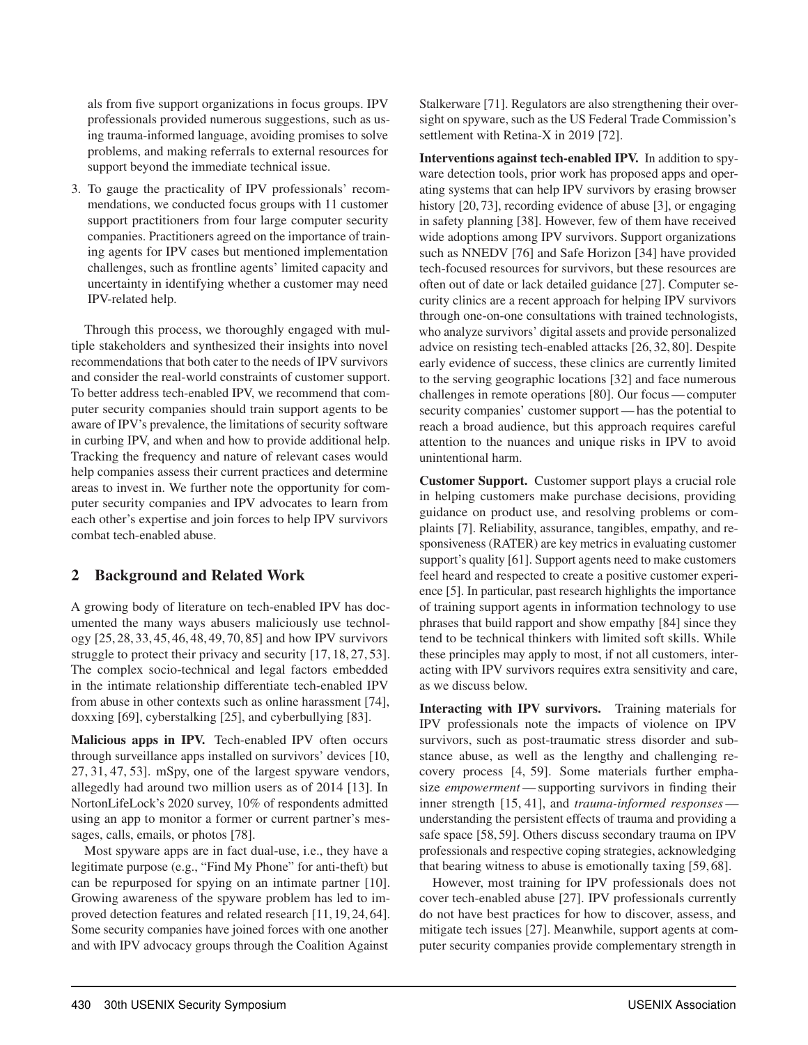als from five support organizations in focus groups. IPV professionals provided numerous suggestions, such as using trauma-informed language, avoiding promises to solve problems, and making referrals to external resources for support beyond the immediate technical issue.

3. To gauge the practicality of IPV professionals' recommendations, we conducted focus groups with 11 customer support practitioners from four large computer security companies. Practitioners agreed on the importance of training agents for IPV cases but mentioned implementation challenges, such as frontline agents' limited capacity and uncertainty in identifying whether a customer may need IPV-related help.

Through this process, we thoroughly engaged with multiple stakeholders and synthesized their insights into novel recommendations that both cater to the needs of IPV survivors and consider the real-world constraints of customer support. To better address tech-enabled IPV, we recommend that computer security companies should train support agents to be aware of IPV's prevalence, the limitations of security software in curbing IPV, and when and how to provide additional help. Tracking the frequency and nature of relevant cases would help companies assess their current practices and determine areas to invest in. We further note the opportunity for computer security companies and IPV advocates to learn from each other's expertise and join forces to help IPV survivors combat tech-enabled abuse.

## 2 Background and Related Work

A growing body of literature on tech-enabled IPV has documented the many ways abusers maliciously use technology [25, 28, 33, 45, 46, 48, 49, 70, 85] and how IPV survivors struggle to protect their privacy and security [17, 18, 27, 53]. The complex socio-technical and legal factors embedded in the intimate relationship differentiate tech-enabled IPV from abuse in other contexts such as online harassment [74], doxxing [69], cyberstalking [25], and cyberbullying [83].

**Malicious apps in IPV.** Tech-enabled IPV often occurs through surveillance apps installed on survivors' devices [10, 27, 31, 47, 53]. mSpy, one of the largest spyware vendors, allegedly had around two million users as of 2014 [13]. In NortonLifeLock's 2020 survey, 10% of respondents admitted using an app to monitor a former or current partner's messages, calls, emails, or photos [78].

Most spyware apps are in fact dual-use, i.e., they have a legitimate purpose (e.g., "Find My Phone" for anti-theft) but can be repurposed for spying on an intimate partner [10]. Growing awareness of the spyware problem has led to improved detection features and related research [11, 19, 24, 64]. Some security companies have joined forces with one another and with IPV advocacy groups through the Coalition Against Stalkerware [71]. Regulators are also strengthening their oversight on spyware, such as the US Federal Trade Commission's settlement with Retina-X in 2019 [72].

**Interventions against tech-enabled IPV.** In addition to spyware detection tools, prior work has proposed apps and operating systems that can help IPV survivors by erasing browser history [20, 73], recording evidence of abuse [3], or engaging in safety planning [38]. However, few of them have received wide adoptions among IPV survivors. Support organizations such as NNEDV [76] and Safe Horizon [34] have provided tech-focused resources for survivors, but these resources are often out of date or lack detailed guidance [27]. Computer security clinics are a recent approach for helping IPV survivors through one-on-one consultations with trained technologists, who analyze survivors' digital assets and provide personalized advice on resisting tech-enabled attacks [26, 32, 80]. Despite early evidence of success, these clinics are currently limited to the serving geographic locations [32] and face numerous challenges in remote operations [80]. Our focus — computer security companies' customer support — has the potential to reach a broad audience, but this approach requires careful attention to the nuances and unique risks in IPV to avoid unintentional harm.

**Customer Support.** Customer support plays a crucial role in helping customers make purchase decisions, providing guidance on product use, and resolving problems or complaints [7]. Reliability, assurance, tangibles, empathy, and responsiveness (RATER) are key metrics in evaluating customer support's quality [61]. Support agents need to make customers feel heard and respected to create a positive customer experience [5]. In particular, past research highlights the importance of training support agents in information technology to use phrases that build rapport and show empathy [84] since they tend to be technical thinkers with limited soft skills. While these principles may apply to most, if not all customers, interacting with IPV survivors requires extra sensitivity and care, as we discuss below.

**Interacting with IPV survivors.** Training materials for IPV professionals note the impacts of violence on IPV survivors, such as post-traumatic stress disorder and substance abuse, as well as the lengthy and challenging recovery process [4, 59]. Some materials further emphasize *empowerment* — supporting survivors in finding their inner strength [15, 41], and *trauma-informed responses* — understanding the persistent effects of trauma and providing a safe space [58, 59]. Others discuss secondary trauma on IPV professionals and respective coping strategies, acknowledging that bearing witness to abuse is emotionally taxing [59, 68].

However, most training for IPV professionals does not cover tech-enabled abuse [27]. IPV professionals currently do not have best practices for how to discover, assess, and mitigate tech issues [27]. Meanwhile, support agents at computer security companies provide complementary strength in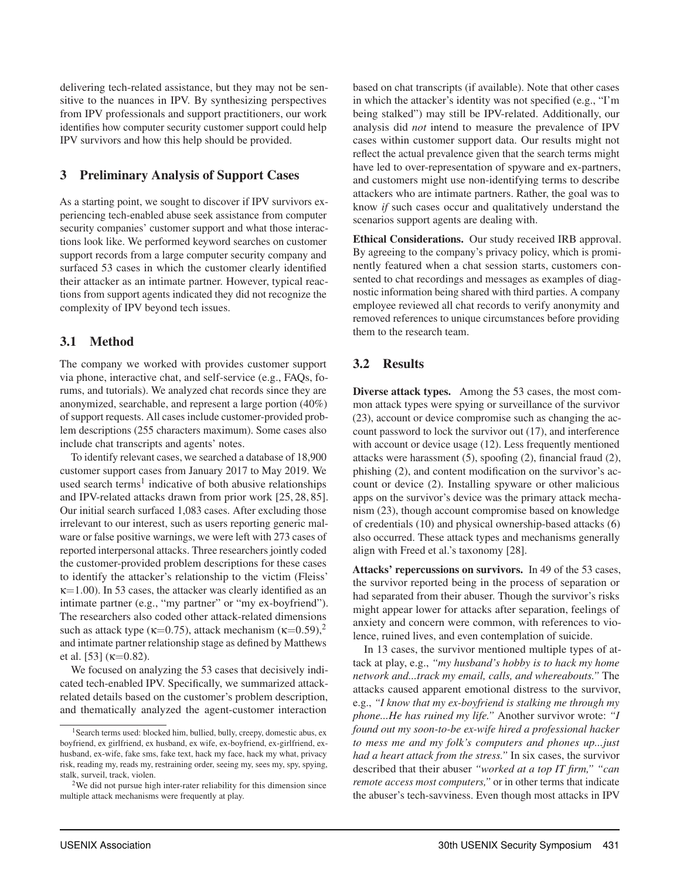delivering tech-related assistance, but they may not be sensitive to the nuances in IPV. By synthesizing perspectives from IPV professionals and support practitioners, our work identifies how computer security customer support could help IPV survivors and how this help should be provided.

## 3 Preliminary Analysis of Support Cases

As a starting point, we sought to discover if IPV survivors experiencing tech-enabled abuse seek assistance from computer security companies' customer support and what those interactions look like. We performed keyword searches on customer support records from a large computer security company and surfaced 53 cases in which the customer clearly identified their attacker as an intimate partner. However, typical reactions from support agents indicated they did not recognize the complexity of IPV beyond tech issues.

### 3.1 Method

The company we worked with provides customer support via phone, interactive chat, and self-service (e.g., FAQs, forums, and tutorials). We analyzed chat records since they are anonymized, searchable, and represent a large portion (40%) of support requests. All cases include customer-provided problem descriptions (255 characters maximum). Some cases also include chat transcripts and agents' notes.

To identify relevant cases, we searched a database of 18,900 customer support cases from January 2017 to May 2019. We used search terms[1] indicative of both abusive relationships and IPV-related attacks drawn from prior work [25, 28, 85]. Our initial search surfaced 1,083 cases. After excluding those irrelevant to our interest, such as users reporting generic malware or false positive warnings, we were left with 273 cases of reported interpersonal attacks. Three researchers jointly coded the customer-provided problem descriptions for these cases to identify the attacker's relationship to the victim (Fleiss' $\kappa$=1.00). In 53 cases, the attacker was clearly identified as an intimate partner (e.g., "my partner" or "my ex-boyfriend"). The researchers also coded other attack-related dimensions such as attack type ($\kappa$=0.75), attack mechanism ($\kappa$=0.59),[2] and intimate partner relationship stage as defined by Matthews et al. [53] ($\kappa$=0.82).

We focused on analyzing the 53 cases that decisively indicated tech-enabled IPV. Specifically, we summarized attack-related details based on the customer's problem description, and thematically analyzed the agent-customer interaction based on chat transcripts (if available). Note that other cases in which the attacker's identity was not specified (e.g., "I'm being stalked") may still be IPV-related. Additionally, our analysis did *not* intend to measure the prevalence of IPV cases within customer support data. Our results might not reflect the actual prevalence given that the search terms might have led to over-representation of spyware and ex-partners, and customers might use non-identifying terms to describe attackers who are intimate partners. Rather, the goal was to know *if* such cases occur and qualitatively understand the scenarios support agents are dealing with.

**Ethical Considerations.** Our study received IRB approval. By agreeing to the company's privacy policy, which is prominently featured when a chat session starts, customers consented to chat recordings and messages as examples of diagnostic information being shared with third parties. A company employee reviewed all chat records to verify anonymity and removed references to unique circumstances before providing them to the research team.

### 3.2 Results

**Diverse attack types.** Among the 53 cases, the most common attack types were spying or surveillance of the survivor (23), account or device compromise such as changing the account password to lock the survivor out (17), and interference with account or device usage (12). Less frequently mentioned attacks were harassment (5), spoofing (2), financial fraud (2), phishing (2), and content modification on the survivor's account or device (2). Installing spyware or other malicious apps on the survivor's device was the primary attack mechanism (23), though account compromise based on knowledge of credentials (10) and physical ownership-based attacks (6) also occurred. These attack types and mechanisms generally align with Freed et al.'s taxonomy [28].

**Attacks' repercussions on survivors.** In 49 of the 53 cases, the survivor reported being in the process of separation or had separated from their abuser. Though the survivor's risks might appear lower for attacks after separation, feelings of anxiety and concern were common, with references to violence, ruined lives, and even contemplation of suicide.

In 13 cases, the survivor mentioned multiple types of attack at play, e.g., *"my husband's hobby is to hack my home network and...track my email, calls, and whereabouts."* The attacks caused apparent emotional distress to the survivor, e.g., *"I know that my ex-boyfriend is stalking me through my phone...He has ruined my life."* Another survivor wrote: *"I found out my soon-to-be ex-wife hired a professional hacker to mess me and my folk's computers and phones up...just had a heart attack from the stress."* In six cases, the survivor described that their abuser *"worked at a top IT firm," "can remote access most computers,"* or in other terms that indicate the abuser's tech-savviness. Even though most attacks in IPV

[1] Search terms used: blocked him, bullied, bully, creepy, domestic abus, ex boyfriend, ex girlfriend, ex husband, ex wife, ex-boyfriend, ex-girlfriend, ex-husband, ex-wife, fake sms, fake text, hack my face, hack my what, privacy risk, reading my, reads my, restraining order, seeing my, sees my, spy, spying, stalk, surveil, track, violen.

[2] We did not pursue high inter-rater reliability for this dimension since multiple attack mechanisms were frequently at play.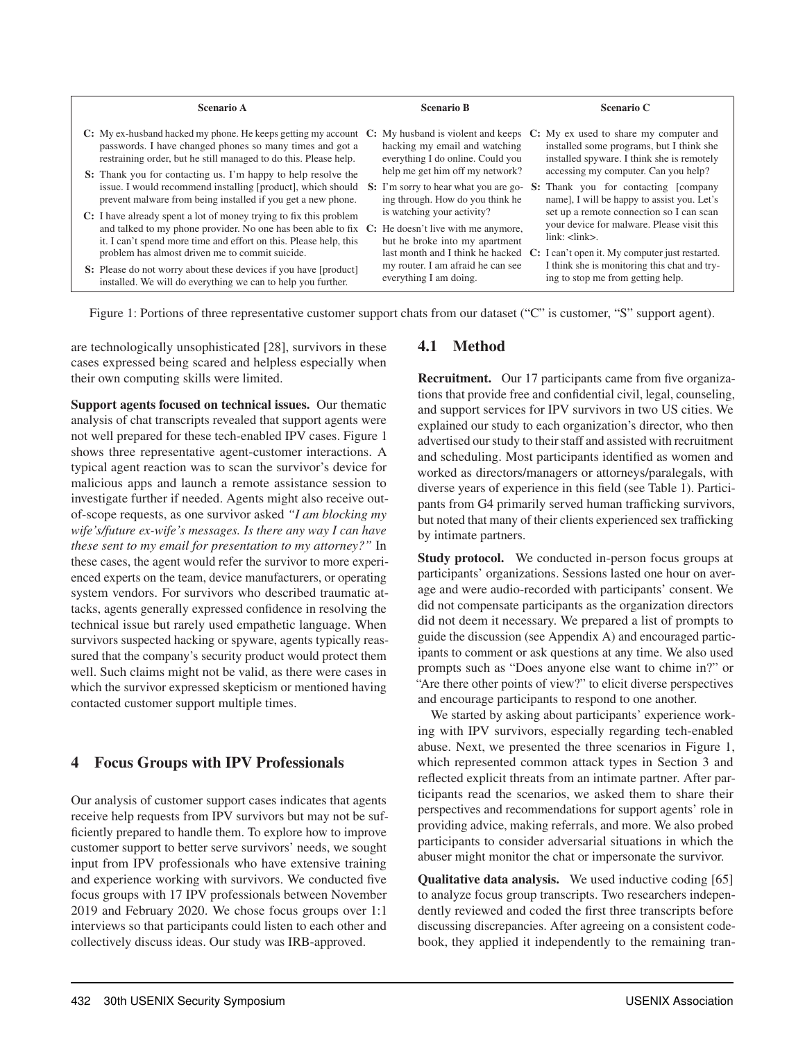**Scenario A**

**C:** My ex-husband hacked my phone. He keeps getting my account passwords. I have changed phones so many times and got a restraining order, but he still managed to do this. Please help.

**S:** Thank you for contacting us. I'm happy to help resolve the issue. I would recommend installing [product], which should prevent malware from being installed if you get a new phone.

**C:** I have already spent a lot of money trying to fix this problem and talked to my phone provider. No one has been able to fix it. I can't spend more time and effort on this. Please help, this problem has almost driven me to commit suicide.

**S:** Please do not worry about these devices if you have [product] installed. We will do everything we can to help you further.

**Scenario B**

**C:** My husband is violent and keeps hacking my email and watching everything I do online. Could you help me get him off my network?

**S:** I'm sorry to hear what you are going through. How do you think he is watching your activity?

**C:** He doesn't live with me anymore, but he broke into my apartment last month and I think he hacked my router. I am afraid he can see everything I am doing.

**Scenario C**

**C:** My ex used to share my computer and installed some programs, but I think she installed spyware. I think she is remotely accessing my computer. Can you help?

**S:** Thank you for contacting [company name], I will be happy to assist you. Let's set up a remote connection so I can scan your device for malware. Please visit this link: <link>.

**C:** I can't open it. My computer just restarted. I think she is monitoring this chat and trying to stop me from getting help.

Figure 1: Portions of three representative customer support chats from our dataset ("C" is customer, "S" support agent).

are technologically unsophisticated [28], survivors in these cases expressed being scared and helpless especially when their own computing skills were limited.

**Support agents focused on technical issues.** Our thematic analysis of chat transcripts revealed that support agents were not well prepared for these tech-enabled IPV cases. Figure 1 shows three representative agent-customer interactions. A typical agent reaction was to scan the survivor's device for malicious apps and launch a remote assistance session to investigate further if needed. Agents might also receive out-of-scope requests, as one survivor asked *"I am blocking my wife's/future ex-wife's messages. Is there any way I can have these sent to my email for presentation to my attorney?"* In these cases, the agent would refer the survivor to more experienced experts on the team, device manufacturers, or operating system vendors. For survivors who described traumatic attacks, agents generally expressed confidence in resolving the technical issue but rarely used empathetic language. When survivors suspected hacking or spyware, agents typically reassured that the company's security product would protect them well. Such claims might not be valid, as there were cases in which the survivor expressed skepticism or mentioned having contacted customer support multiple times.

## 4 Focus Groups with IPV Professionals

Our analysis of customer support cases indicates that agents receive help requests from IPV survivors but may not be sufficiently prepared to handle them. To explore how to improve customer support to better serve survivors' needs, we sought input from IPV professionals who have extensive training and experience working with survivors. We conducted five focus groups with 17 IPV professionals between November 2019 and February 2020. We chose focus groups over 1:1 interviews so that participants could listen to each other and collectively discuss ideas. Our study was IRB-approved.

### 4.1 Method

**Recruitment.** Our 17 participants came from five organizations that provide free and confidential civil, legal, counseling, and support services for IPV survivors in two US cities. We explained our study to each organization's director, who then advertised our study to their staff and assisted with recruitment and scheduling. Most participants identified as women and worked as directors/managers or attorneys/paralegals, with diverse years of experience in this field (see Table 1). Participants from G4 primarily served human trafficking survivors, but noted that many of their clients experienced sex trafficking by intimate partners.

**Study protocol.** We conducted in-person focus groups at participants' organizations. Sessions lasted one hour on average and were audio-recorded with participants' consent. We did not compensate participants as the organization directors did not deem it necessary. We prepared a list of prompts to guide the discussion (see Appendix A) and encouraged participants to comment or ask questions at any time. We also used prompts such as "Does anyone else want to chime in?" or "Are there other points of view?" to elicit diverse perspectives and encourage participants to respond to one another.

We started by asking about participants' experience working with IPV survivors, especially regarding tech-enabled abuse. Next, we presented the three scenarios in Figure 1, which represented common attack types in Section 3 and reflected explicit threats from an intimate partner. After participants read the scenarios, we asked them to share their perspectives and recommendations for support agents' role in providing advice, making referrals, and more. We also probed participants to consider adversarial situations in which the abuser might monitor the chat or impersonate the survivor.

**Qualitative data analysis.** We used inductive coding [65] to analyze focus group transcripts. Two researchers independently reviewed and coded the first three transcripts before discussing discrepancies. After agreeing on a consistent codebook, they applied it independently to the remaining tran-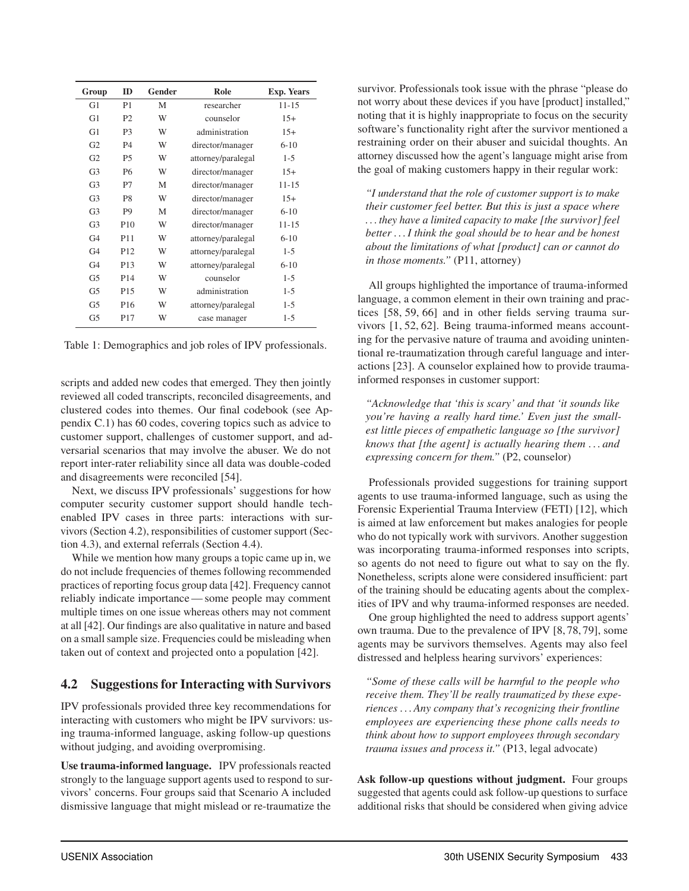| Group | ID | Gender | Role | Exp. Years |
|---|---|---|---|---|
| G1 | P1 | M | researcher | 11-15 |
| G1 | P2 | W | counselor | 15+ |
| G1 | P3 | W | administration | 15+ |
| G2 | P4 | W | director/manager | 6-10 |
| G2 | P5 | W | attorney/paralegal | 1-5 |
| G3 | P6 | W | director/manager | 15+ |
| G3 | P7 | M | director/manager | 11-15 |
| G3 | P8 | W | director/manager | 15+ |
| G3 | P9 | M | director/manager | 6-10 |
| G3 | P10 | W | director/manager | 11-15 |
| G4 | P11 | W | attorney/paralegal | 6-10 |
| G4 | P12 | W | attorney/paralegal | 1-5 |
| G4 | P13 | W | attorney/paralegal | 6-10 |
| G5 | P14 | W | counselor | 1-5 |
| G5 | P15 | W | administration | 1-5 |
| G5 | P16 | W | attorney/paralegal | 1-5 |
| G5 | P17 | W | case manager | 1-5 |

Table 1: Demographics and job roles of IPV professionals.

scripts and added new codes that emerged. They then jointly reviewed all coded transcripts, reconciled disagreements, and clustered codes into themes. Our final codebook (see Appendix C.1) has 60 codes, covering topics such as advice to customer support, challenges of customer support, and adversarial scenarios that may involve the abuser. We do not report inter-rater reliability since all data was double-coded and disagreements were reconciled [54].

Next, we discuss IPV professionals' suggestions for how computer security customer support should handle tech-enabled IPV cases in three parts: interactions with survivors (Section 4.2), responsibilities of customer support (Section 4.3), and external referrals (Section 4.4).

While we mention how many groups a topic came up in, we do not include frequencies of themes following recommended practices of reporting focus group data [42]. Frequency cannot reliably indicate importance — some people may comment multiple times on one issue whereas others may not comment at all [42]. Our findings are also qualitative in nature and based on a small sample size. Frequencies could be misleading when taken out of context and projected onto a population [42].

## 4.2 Suggestions for Interacting with Survivors

IPV professionals provided three key recommendations for interacting with customers who might be IPV survivors: using trauma-informed language, asking follow-up questions without judging, and avoiding overpromising.

**Use trauma-informed language.** IPV professionals reacted strongly to the language support agents used to respond to survivors' concerns. Four groups said that Scenario A included dismissive language that might mislead or re-traumatize the survivor. Professionals took issue with the phrase "please do not worry about these devices if you have [product] installed," noting that it is highly inappropriate to focus on the security software's functionality right after the survivor mentioned a restraining order on their abuser and suicidal thoughts. An attorney discussed how the agent's language might arise from the goal of making customers happy in their regular work:

> *"I understand that the role of customer support is to make their customer feel better. But this is just a space where ... they have a limited capacity to make [the survivor] feel better ... I think the goal should be to hear and be honest about the limitations of what [product] can or cannot do in those moments."* (P11, attorney)

All groups highlighted the importance of trauma-informed language, a common element in their own training and practices [58, 59, 66] and in other fields serving trauma survivors [1, 52, 62]. Being trauma-informed means accounting for the pervasive nature of trauma and avoiding unintentional re-traumatization through careful language and interactions [23]. A counselor explained how to provide trauma-informed responses in customer support:

> *"Acknowledge that 'this is scary' and that 'it sounds like you're having a really hard time.' Even just the smallest little pieces of empathetic language so [the survivor] knows that [the agent] is actually hearing them ... and expressing concern for them."* (P2, counselor)

Professionals provided suggestions for training support agents to use trauma-informed language, such as using the Forensic Experiential Trauma Interview (FETI) [12], which is aimed at law enforcement but makes analogies for people who do not typically work with survivors. Another suggestion was incorporating trauma-informed responses into scripts, so agents do not need to figure out what to say on the fly. Nonetheless, scripts alone were considered insufficient: part of the training should be educating agents about the complexities of IPV and why trauma-informed responses are needed.

One group highlighted the need to address support agents' own trauma. Due to the prevalence of IPV [8, 78, 79], some agents may be survivors themselves. Agents may also feel distressed and helpless hearing survivors' experiences:

> *"Some of these calls will be harmful to the people who receive them. They'll be really traumatized by these experiences ... Any company that's recognizing their frontline employees are experiencing these phone calls needs to think about how to support employees through secondary trauma issues and process it."* (P13, legal advocate)

**Ask follow-up questions without judgment.** Four groups suggested that agents could ask follow-up questions to surface additional risks that should be considered when giving advice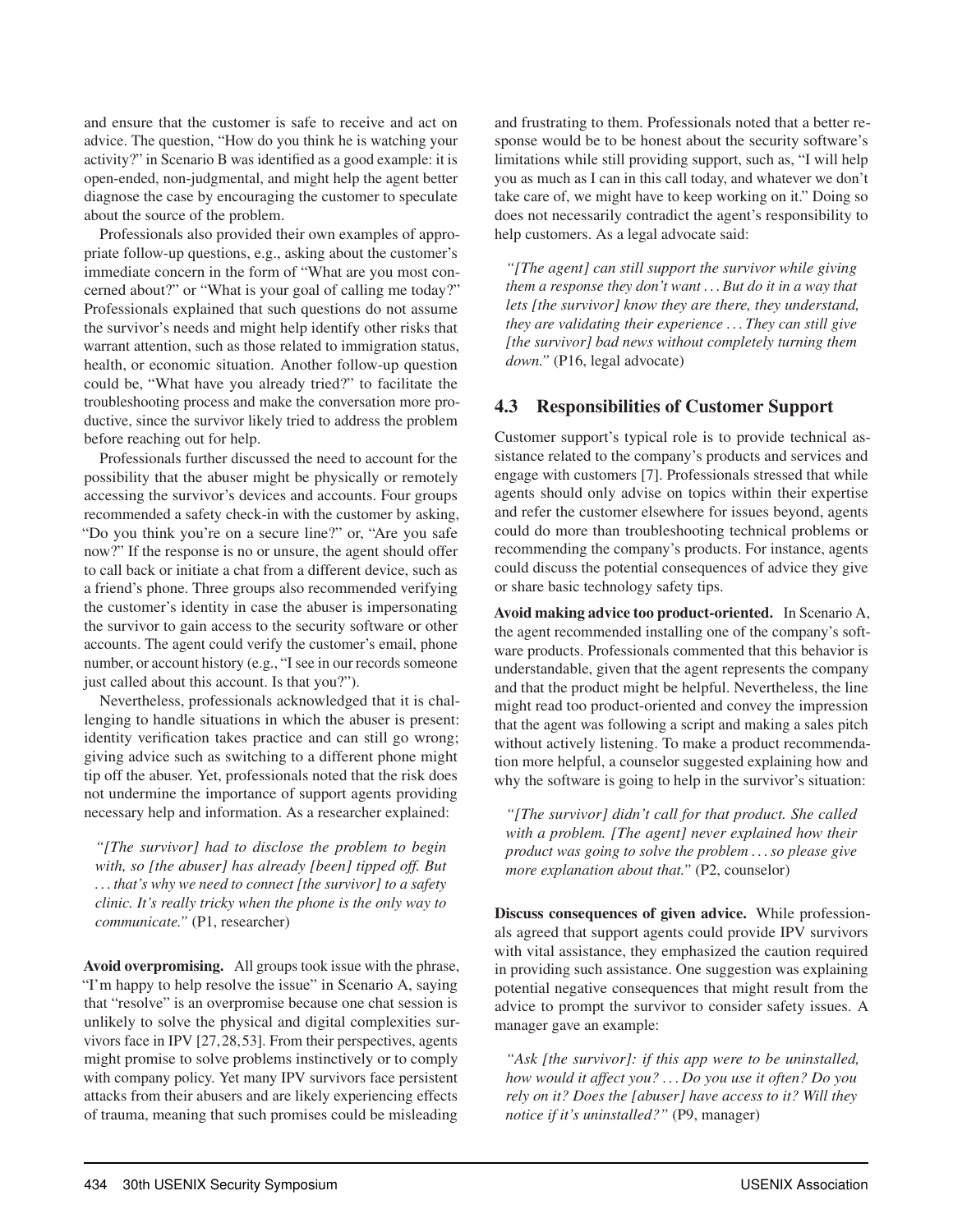and ensure that the customer is safe to receive and act on advice. The question, "How do you think he is watching your activity?" in Scenario B was identified as a good example: it is open-ended, non-judgmental, and might help the agent better diagnose the case by encouraging the customer to speculate about the source of the problem.

Professionals also provided their own examples of appropriate follow-up questions, e.g., asking about the customer's immediate concern in the form of "What are you most concerned about?" or "What is your goal of calling me today?" Professionals explained that such questions do not assume the survivor's needs and might help identify other risks that warrant attention, such as those related to immigration status, health, or economic situation. Another follow-up question could be, "What have you already tried?" to facilitate the troubleshooting process and make the conversation more productive, since the survivor likely tried to address the problem before reaching out for help.

Professionals further discussed the need to account for the possibility that the abuser might be physically or remotely accessing the survivor's devices and accounts. Four groups recommended a safety check-in with the customer by asking, "Do you think you're on a secure line?" or, "Are you safe now?" If the response is no or unsure, the agent should offer to call back or initiate a chat from a different device, such as a friend's phone. Three groups also recommended verifying the customer's identity in case the abuser is impersonating the survivor to gain access to the security software or other accounts. The agent could verify the customer's email, phone number, or account history (e.g., "I see in our records someone just called about this account. Is that you?").

Nevertheless, professionals acknowledged that it is challenging to handle situations in which the abuser is present: identity verification takes practice and can still go wrong; giving advice such as switching to a different phone might tip off the abuser. Yet, professionals noted that the risk does not undermine the importance of support agents providing necessary help and information. As a researcher explained:

> *"[The survivor] had to disclose the problem to begin with, so [the abuser] has already [been] tipped off. But ... that's why we need to connect [the survivor] to a safety clinic. It's really tricky when the phone is the only way to communicate."* (P1, researcher)

**Avoid overpromising.** All groups took issue with the phrase, "I'm happy to help resolve the issue" in Scenario A, saying that "resolve" is an overpromise because one chat session is unlikely to solve the physical and digital complexities survivors face in IPV [27,28,53]. From their perspectives, agents might promise to solve problems instinctively or to comply with company policy. Yet many IPV survivors face persistent attacks from their abusers and are likely experiencing effects of trauma, meaning that such promises could be misleading and frustrating to them. Professionals noted that a better response would be to be honest about the security software's limitations while still providing support, such as, "I will help you as much as I can in this call today, and whatever we don't take care of, we might have to keep working on it." Doing so does not necessarily contradict the agent's responsibility to help customers. As a legal advocate said:

> *"[The agent] can still support the survivor while giving them a response they don't want ... But do it in a way that lets [the survivor] know they are there, they understand, they are validating their experience ... They can still give [the survivor] bad news without completely turning them down."* (P16, legal advocate)

## 4.3 Responsibilities of Customer Support

Customer support's typical role is to provide technical assistance related to the company's products and services and engage with customers [7]. Professionals stressed that while agents should only advise on topics within their expertise and refer the customer elsewhere for issues beyond, agents could do more than troubleshooting technical problems or recommending the company's products. For instance, agents could discuss the potential consequences of advice they give or share basic technology safety tips.

**Avoid making advice too product-oriented.** In Scenario A, the agent recommended installing one of the company's software products. Professionals commented that this behavior is understandable, given that the agent represents the company and that the product might be helpful. Nevertheless, the line might read too product-oriented and convey the impression that the agent was following a script and making a sales pitch without actively listening. To make a product recommendation more helpful, a counselor suggested explaining how and why the software is going to help in the survivor's situation:

> *"[The survivor] didn't call for that product. She called with a problem. [The agent] never explained how their product was going to solve the problem ... so please give more explanation about that."* (P2, counselor)

**Discuss consequences of given advice.** While professionals agreed that support agents could provide IPV survivors with vital assistance, they emphasized the caution required in providing such assistance. One suggestion was explaining potential negative consequences that might result from the advice to prompt the survivor to consider safety issues. A manager gave an example:

> *"Ask [the survivor]: if this app were to be uninstalled, how would it affect you? ... Do you use it often? Do you rely on it? Does the [abuser] have access to it? Will they notice if it's uninstalled?"* (P9, manager)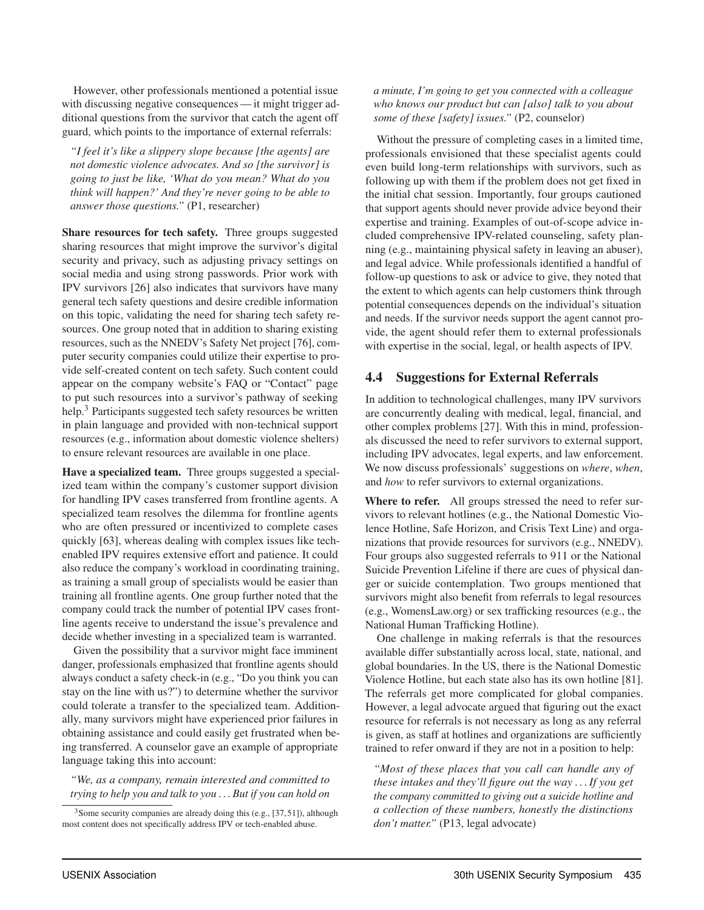However, other professionals mentioned a potential issue with discussing negative consequences — it might trigger additional questions from the survivor that catch the agent off guard, which points to the importance of external referrals:

> *"I feel it's like a slippery slope because [the agents] are not domestic violence advocates. And so [the survivor] is going to just be like, 'What do you mean? What do you think will happen?' And they're never going to be able to answer those questions."* (P1, researcher)

**Share resources for tech safety.** Three groups suggested sharing resources that might improve the survivor's digital security and privacy, such as adjusting privacy settings on social media and using strong passwords. Prior work with IPV survivors [26] also indicates that survivors have many general tech safety questions and desire credible information on this topic, validating the need for sharing tech safety resources. One group noted that in addition to sharing existing resources, such as the NNEDV's Safety Net project [76], computer security companies could utilize their expertise to provide self-created content on tech safety. Such content could appear on the company website's FAQ or "Contact" page to put such resources into a survivor's pathway of seeking help.[3] Participants suggested tech safety resources be written in plain language and provided with non-technical support resources (e.g., information about domestic violence shelters) to ensure relevant resources are available in one place.

**Have a specialized team.** Three groups suggested a specialized team within the company's customer support division for handling IPV cases transferred from frontline agents. A specialized team resolves the dilemma for frontline agents who are often pressured or incentivized to complete cases quickly [63], whereas dealing with complex issues like tech-enabled IPV requires extensive effort and patience. It could also reduce the company's workload in coordinating training, as training a small group of specialists would be easier than training all frontline agents. One group further noted that the company could track the number of potential IPV cases frontline agents receive to understand the issue's prevalence and decide whether investing in a specialized team is warranted.

Given the possibility that a survivor might face imminent danger, professionals emphasized that frontline agents should always conduct a safety check-in (e.g., "Do you think you can stay on the line with us?") to determine whether the survivor could tolerate a transfer to the specialized team. Additionally, many survivors might have experienced prior failures in obtaining assistance and could easily get frustrated when being transferred. A counselor gave an example of appropriate language taking this into account:

> *"We, as a company, remain interested and committed to trying to help you and talk to you ... But if you can hold on a minute, I'm going to get you connected with a colleague who knows our product but can [also] talk to you about some of these [safety] issues."* (P2, counselor)

Without the pressure of completing cases in a limited time, professionals envisioned that these specialist agents could even build long-term relationships with survivors, such as following up with them if the problem does not get fixed in the initial chat session. Importantly, four groups cautioned that support agents should never provide advice beyond their expertise and training. Examples of out-of-scope advice included comprehensive IPV-related counseling, safety planning (e.g., maintaining physical safety in leaving an abuser), and legal advice. While professionals identified a handful of follow-up questions to ask or advice to give, they noted that the extent to which agents can help customers think through potential consequences depends on the individual's situation and needs. If the survivor needs support the agent cannot provide, the agent should refer them to external professionals with expertise in the social, legal, or health aspects of IPV.

## 4.4 Suggestions for External Referrals

In addition to technological challenges, many IPV survivors are concurrently dealing with medical, legal, financial, and other complex problems [27]. With this in mind, professionals discussed the need to refer survivors to external support, including IPV advocates, legal experts, and law enforcement. We now discuss professionals' suggestions on *where*, *when*, and *how* to refer survivors to external organizations.

**Where to refer.** All groups stressed the need to refer survivors to relevant hotlines (e.g., the National Domestic Violence Hotline, Safe Horizon, and Crisis Text Line) and organizations that provide resources for survivors (e.g., NNEDV). Four groups also suggested referrals to 911 or the National Suicide Prevention Lifeline if there are cues of physical danger or suicide contemplation. Two groups mentioned that survivors might also benefit from referrals to legal resources (e.g., WomensLaw.org) or sex trafficking resources (e.g., the National Human Trafficking Hotline).

One challenge in making referrals is that the resources available differ substantially across local, state, national, and global boundaries. In the US, there is the National Domestic Violence Hotline, but each state also has its own hotline [81]. The referrals get more complicated for global companies. However, a legal advocate argued that figuring out the exact resource for referrals is not necessary as long as any referral is given, as staff at hotlines and organizations are sufficiently trained to refer onward if they are not in a position to help:

> *"Most of these places that you call can handle any of these intakes and they'll figure out the way ... If you get the company committed to giving out a suicide hotline and a collection of these numbers, honestly the distinctions don't matter."* (P13, legal advocate)

[3] Some security companies are already doing this (e.g., [37,51]), although most content does not specifically address IPV or tech-enabled abuse.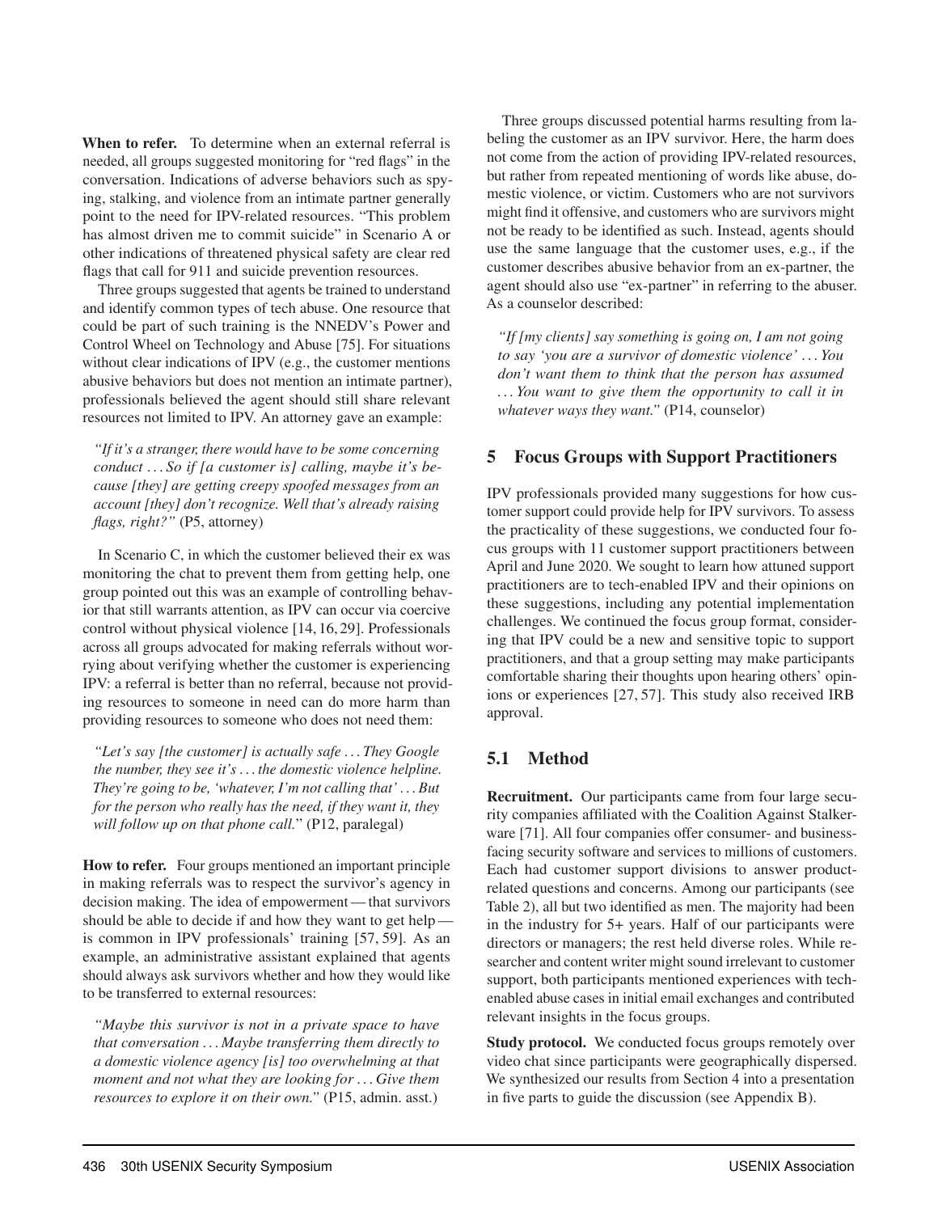**When to refer.** To determine when an external referral is needed, all groups suggested monitoring for "red flags" in the conversation. Indications of adverse behaviors such as spying, stalking, and violence from an intimate partner generally point to the need for IPV-related resources. "This problem has almost driven me to commit suicide" in Scenario A or other indications of threatened physical safety are clear red flags that call for 911 and suicide prevention resources.

Three groups suggested that agents be trained to understand and identify common types of tech abuse. One resource that could be part of such training is the NNEDV's Power and Control Wheel on Technology and Abuse [75]. For situations without clear indications of IPV (e.g., the customer mentions abusive behaviors but does not mention an intimate partner), professionals believed the agent should still share relevant resources not limited to IPV. An attorney gave an example:

*"If it's a stranger, there would have to be some concerning conduct ... So if [a customer is] calling, maybe it's because [they] are getting creepy spoofed messages from an account [they] don't recognize. Well that's already raising flags, right?"* (P5, attorney)

In Scenario C, in which the customer believed their ex was monitoring the chat to prevent them from getting help, one group pointed out this was an example of controlling behavior that still warrants attention, as IPV can occur via coercive control without physical violence [14, 16, 29]. Professionals across all groups advocated for making referrals without worrying about verifying whether the customer is experiencing IPV: a referral is better than no referral, because not providing resources to someone in need can do more harm than providing resources to someone who does not need them:

*"Let's say [the customer] is actually safe ... They Google the number, they see it's ... the domestic violence helpline. They're going to be, 'whatever, I'm not calling that' ... But for the person who really has the need, if they want it, they will follow up on that phone call."* (P12, paralegal)

**How to refer.** Four groups mentioned an important principle in making referrals was to respect the survivor's agency in decision making. The idea of empowerment — that survivors should be able to decide if and how they want to get help — is common in IPV professionals' training [57, 59]. As an example, an administrative assistant explained that agents should always ask survivors whether and how they would like to be transferred to external resources:

*"Maybe this survivor is not in a private space to have that conversation ... Maybe transferring them directly to a domestic violence agency [is] too overwhelming at that moment and not what they are looking for ... Give them resources to explore it on their own."* (P15, admin. asst.)

Three groups discussed potential harms resulting from labeling the customer as an IPV survivor. Here, the harm does not come from the action of providing IPV-related resources, but rather from repeated mentioning of words like abuse, domestic violence, or victim. Customers who are not survivors might find it offensive, and customers who are survivors might not be ready to be identified as such. Instead, agents should use the same language that the customer uses, e.g., if the customer describes abusive behavior from an ex-partner, the agent should also use "ex-partner" in referring to the abuser. As a counselor described:

*"If [my clients] say something is going on, I am not going to say 'you are a survivor of domestic violence' ... You don't want them to think that the person has assumed ... You want to give them the opportunity to call it in whatever ways they want."* (P14, counselor)

## 5 Focus Groups with Support Practitioners

IPV professionals provided many suggestions for how customer support could provide help for IPV survivors. To assess the practicality of these suggestions, we conducted four focus groups with 11 customer support practitioners between April and June 2020. We sought to learn how attuned support practitioners are to tech-enabled IPV and their opinions on these suggestions, including any potential implementation challenges. We continued the focus group format, considering that IPV could be a new and sensitive topic to support practitioners, and that a group setting may make participants comfortable sharing their thoughts upon hearing others' opinions or experiences [27, 57]. This study also received IRB approval.

### 5.1 Method

**Recruitment.** Our participants came from four large security companies affiliated with the Coalition Against Stalkerware [71]. All four companies offer consumer- and business-facing security software and services to millions of customers. Each had customer support divisions to answer product-related questions and concerns. Among our participants (see Table 2), all but two identified as men. The majority had been in the industry for 5+ years. Half of our participants were directors or managers; the rest held diverse roles. While researcher and content writer might sound irrelevant to customer support, both participants mentioned experiences with tech-enabled abuse cases in initial email exchanges and contributed relevant insights in the focus groups.

**Study protocol.** We conducted focus groups remotely over video chat since participants were geographically dispersed. We synthesized our results from Section 4 into a presentation in five parts to guide the discussion (see Appendix B).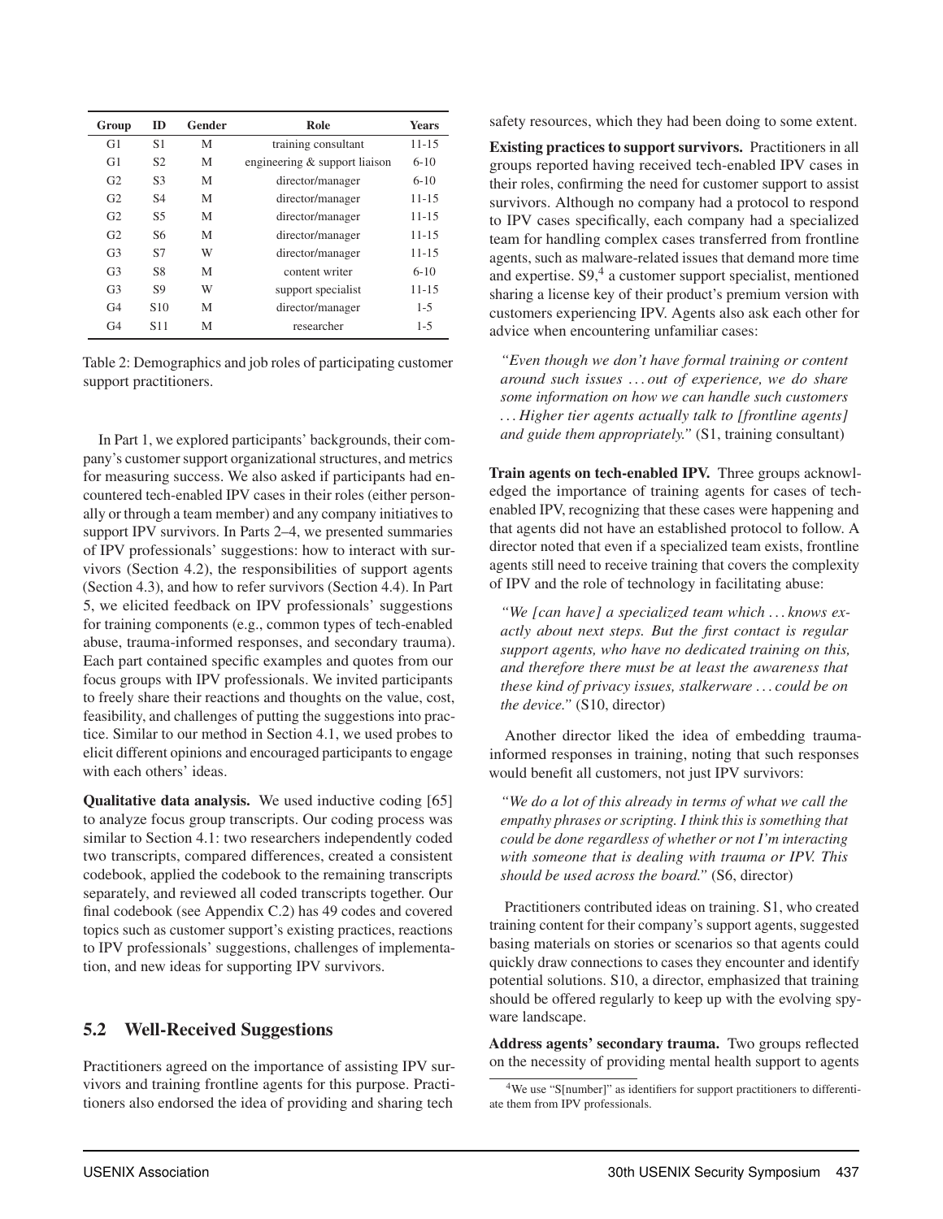| Group | ID | Gender | Role | Years |
|---|---|---|---|---|
| G1 | S1 | M | training consultant | 11-15 |
| G1 | S2 | M | engineering & support liaison | 6-10 |
| G2 | S3 | M | director/manager | 6-10 |
| G2 | S4 | M | director/manager | 11-15 |
| G2 | S5 | M | director/manager | 11-15 |
| G2 | S6 | M | director/manager | 11-15 |
| G3 | S7 | W | director/manager | 11-15 |
| G3 | S8 | M | content writer | 6-10 |
| G3 | S9 | W | support specialist | 11-15 |
| G4 | S10 | M | director/manager | 1-5 |
| G4 | S11 | M | researcher | 1-5 |

Table 2: Demographics and job roles of participating customer support practitioners.

In Part 1, we explored participants' backgrounds, their company's customer support organizational structures, and metrics for measuring success. We also asked if participants had encountered tech-enabled IPV cases in their roles (either personally or through a team member) and any company initiatives to support IPV survivors. In Parts 2–4, we presented summaries of IPV professionals' suggestions: how to interact with survivors (Section 4.2), the responsibilities of support agents (Section 4.3), and how to refer survivors (Section 4.4). In Part 5, we elicited feedback on IPV professionals' suggestions for training components (e.g., common types of tech-enabled abuse, trauma-informed responses, and secondary trauma). Each part contained specific examples and quotes from our focus groups with IPV professionals. We invited participants to freely share their reactions and thoughts on the value, cost, feasibility, and challenges of putting the suggestions into practice. Similar to our method in Section 4.1, we used probes to elicit different opinions and encouraged participants to engage with each others' ideas.

**Qualitative data analysis.** We used inductive coding [65] to analyze focus group transcripts. Our coding process was similar to Section 4.1: two researchers independently coded two transcripts, compared differences, created a consistent codebook, applied the codebook to the remaining transcripts separately, and reviewed all coded transcripts together. Our final codebook (see Appendix C.2) has 49 codes and covered topics such as customer support's existing practices, reactions to IPV professionals' suggestions, challenges of implementation, and new ideas for supporting IPV survivors.

## 5.2 Well-Received Suggestions

Practitioners agreed on the importance of assisting IPV survivors and training frontline agents for this purpose. Practitioners also endorsed the idea of providing and sharing tech safety resources, which they had been doing to some extent.

**Existing practices to support survivors.** Practitioners in all groups reported having received tech-enabled IPV cases in their roles, confirming the need for customer support to assist survivors. Although no company had a protocol to respond to IPV cases specifically, each company had a specialized team for handling complex cases transferred from frontline agents, such as malware-related issues that demand more time and expertise. S9,[4] a customer support specialist, mentioned sharing a license key of their product's premium version with customers experiencing IPV. Agents also ask each other for advice when encountering unfamiliar cases:

> *"Even though we don't have formal training or content around such issues ... out of experience, we do share some information on how we can handle such customers ... Higher tier agents actually talk to [frontline agents] and guide them appropriately."* (S1, training consultant)

**Train agents on tech-enabled IPV.** Three groups acknowledged the importance of training agents for cases of tech-enabled IPV, recognizing that these cases were happening and that agents did not have an established protocol to follow. A director noted that even if a specialized team exists, frontline agents still need to receive training that covers the complexity of IPV and the role of technology in facilitating abuse:

> *"We [can have] a specialized team which ... knows exactly about next steps. But the first contact is regular support agents, who have no dedicated training on this, and therefore there must be at least the awareness that these kind of privacy issues, stalkerware ... could be on the device."* (S10, director)

Another director liked the idea of embedding trauma-informed responses in training, noting that such responses would benefit all customers, not just IPV survivors:

> *"We do a lot of this already in terms of what we call the empathy phrases or scripting. I think this is something that could be done regardless of whether or not I'm interacting with someone that is dealing with trauma or IPV. This should be used across the board."* (S6, director)

Practitioners contributed ideas on training. S1, who created training content for their company's support agents, suggested basing materials on stories or scenarios so that agents could quickly draw connections to cases they encounter and identify potential solutions. S10, a director, emphasized that training should be offered regularly to keep up with the evolving spyware landscape.

**Address agents' secondary trauma.** Two groups reflected on the necessity of providing mental health support to agents

[4] We use "S[number]" as identifiers for support practitioners to differentiate them from IPV professionals.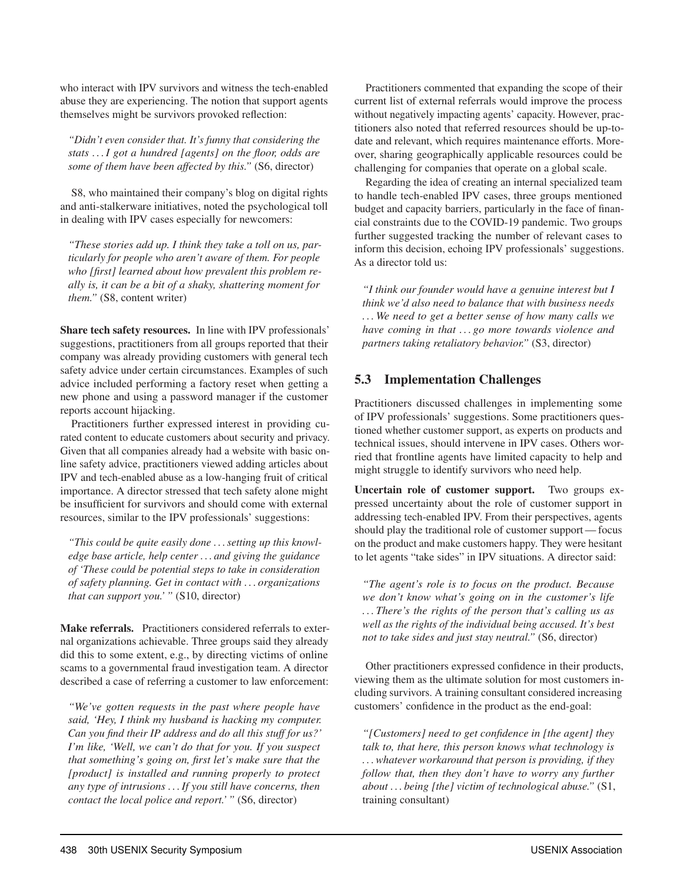who interact with IPV survivors and witness the tech-enabled abuse they are experiencing. The notion that support agents themselves might be survivors provoked reflection:

> *"Didn't even consider that. It's funny that considering the stats … I got a hundred [agents] on the floor, odds are some of them have been affected by this."* (S6, director)

S8, who maintained their company's blog on digital rights and anti-stalkerware initiatives, noted the psychological toll in dealing with IPV cases especially for newcomers:

> *"These stories add up. I think they take a toll on us, particularly for people who aren't aware of them. For people who [first] learned about how prevalent this problem really is, it can be a bit of a shaky, shattering moment for them."* (S8, content writer)

**Share tech safety resources.** In line with IPV professionals' suggestions, practitioners from all groups reported that their company was already providing customers with general tech safety advice under certain circumstances. Examples of such advice included performing a factory reset when getting a new phone and using a password manager if the customer reports account hijacking.

Practitioners further expressed interest in providing curated content to educate customers about security and privacy. Given that all companies already had a website with basic online safety advice, practitioners viewed adding articles about IPV and tech-enabled abuse as a low-hanging fruit of critical importance. A director stressed that tech safety alone might be insufficient for survivors and should come with external resources, similar to the IPV professionals' suggestions:

> *"This could be quite easily done … setting up this knowledge base article, help center … and giving the guidance of 'These could be potential steps to take in consideration of safety planning. Get in contact with … organizations that can support you.' "* (S10, director)

**Make referrals.** Practitioners considered referrals to external organizations achievable. Three groups said they already did this to some extent, e.g., by directing victims of online scams to a governmental fraud investigation team. A director described a case of referring a customer to law enforcement:

> *"We've gotten requests in the past where people have said, 'Hey, I think my husband is hacking my computer. Can you find their IP address and do all this stuff for us?' I'm like, 'Well, we can't do that for you. If you suspect that something's going on, first let's make sure that the [product] is installed and running properly to protect any type of intrusions … If you still have concerns, then contact the local police and report.' "* (S6, director)

Practitioners commented that expanding the scope of their current list of external referrals would improve the process without negatively impacting agents' capacity. However, practitioners also noted that referred resources should be up-to-date and relevant, which requires maintenance efforts. Moreover, sharing geographically applicable resources could be challenging for companies that operate on a global scale.

Regarding the idea of creating an internal specialized team to handle tech-enabled IPV cases, three groups mentioned budget and capacity barriers, particularly in the face of financial constraints due to the COVID-19 pandemic. Two groups further suggested tracking the number of relevant cases to inform this decision, echoing IPV professionals' suggestions. As a director told us:

> *"I think our founder would have a genuine interest but I think we'd also need to balance that with business needs … We need to get a better sense of how many calls we have coming in that … go more towards violence and partners taking retaliatory behavior."* (S3, director)

## 5.3 Implementation Challenges

Practitioners discussed challenges in implementing some of IPV professionals' suggestions. Some practitioners questioned whether customer support, as experts on products and technical issues, should intervene in IPV cases. Others worried that frontline agents have limited capacity to help and might struggle to identify survivors who need help.

**Uncertain role of customer support.** Two groups expressed uncertainty about the role of customer support in addressing tech-enabled IPV. From their perspectives, agents should play the traditional role of customer support — focus on the product and make customers happy. They were hesitant to let agents "take sides" in IPV situations. A director said:

> *"The agent's role is to focus on the product. Because we don't know what's going on in the customer's life … There's the rights of the person that's calling us as well as the rights of the individual being accused. It's best not to take sides and just stay neutral."* (S6, director)

Other practitioners expressed confidence in their products, viewing them as the ultimate solution for most customers including survivors. A training consultant considered increasing customers' confidence in the product as the end-goal:

> *"[Customers] need to get confidence in [the agent] they talk to, that here, this person knows what technology is … whatever workaround that person is providing, if they follow that, then they don't have to worry any further about … being [the] victim of technological abuse."* (S1, training consultant)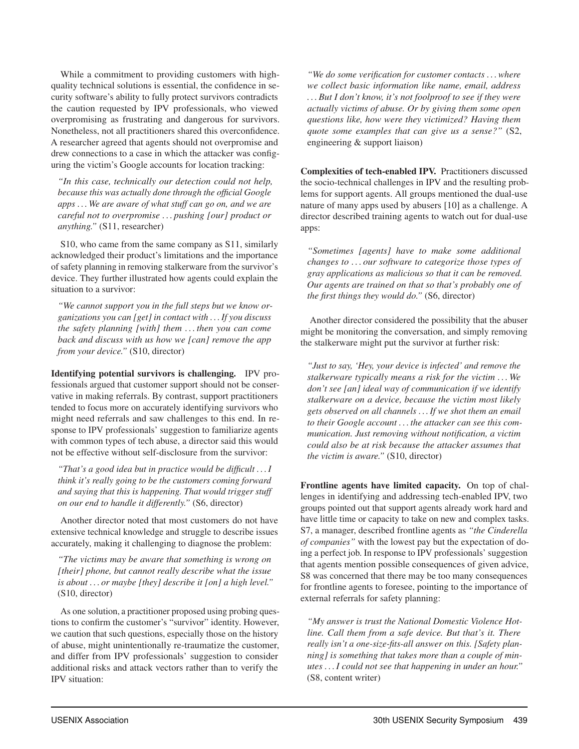While a commitment to providing customers with high-quality technical solutions is essential, the confidence in security software's ability to fully protect survivors contradicts the caution requested by IPV professionals, who viewed overpromising as frustrating and dangerous for survivors. Nonetheless, not all practitioners shared this overconfidence. A researcher agreed that agents should not overpromise and drew connections to a case in which the attacker was configuring the victim's Google accounts for location tracking:

> *"In this case, technically our detection could not help, because this was actually done through the official Google apps ... We are aware of what stuff can go on, and we are careful not to overpromise ... pushing [our] product or anything."* (S11, researcher)

S10, who came from the same company as S11, similarly acknowledged their product's limitations and the importance of safety planning in removing stalkerware from the survivor's device. They further illustrated how agents could explain the situation to a survivor:

> *"We cannot support you in the full steps but we know organizations you can [get] in contact with ... If you discuss the safety planning [with] them ... then you can come back and discuss with us how we [can] remove the app from your device."* (S10, director)

**Identifying potential survivors is challenging.** IPV professionals argued that customer support should not be conservative in making referrals. By contrast, support practitioners tended to focus more on accurately identifying survivors who might need referrals and saw challenges to this end. In response to IPV professionals' suggestion to familiarize agents with common types of tech abuse, a director said this would not be effective without self-disclosure from the survivor:

> *"That's a good idea but in practice would be difficult ... I think it's really going to be the customers coming forward and saying that this is happening. That would trigger stuff on our end to handle it differently."* (S6, director)

Another director noted that most customers do not have extensive technical knowledge and struggle to describe issues accurately, making it challenging to diagnose the problem:

> *"The victims may be aware that something is wrong on [their] phone, but cannot really describe what the issue is about ... or maybe [they] describe it [on] a high level."* (S10, director)

As one solution, a practitioner proposed using probing questions to confirm the customer's "survivor" identity. However, we caution that such questions, especially those on the history of abuse, might unintentionally re-traumatize the customer, and differ from IPV professionals' suggestion to consider additional risks and attack vectors rather than to verify the IPV situation:

> *"We do some verification for customer contacts ... where we collect basic information like name, email, address ... But I don't know, it's not foolproof to see if they were actually victims of abuse. Or by giving them some open questions like, how were they victimized? Having them quote some examples that can give us a sense?"* (S2, engineering & support liaison)

**Complexities of tech-enabled IPV.** Practitioners discussed the socio-technical challenges in IPV and the resulting problems for support agents. All groups mentioned the dual-use nature of many apps used by abusers [10] as a challenge. A director described training agents to watch out for dual-use apps:

> *"Sometimes [agents] have to make some additional changes to ... our software to categorize those types of gray applications as malicious so that it can be removed. Our agents are trained on that so that's probably one of the first things they would do."* (S6, director)

Another director considered the possibility that the abuser might be monitoring the conversation, and simply removing the stalkerware might put the survivor at further risk:

> *"Just to say, 'Hey, your device is infected' and remove the stalkerware typically means a risk for the victim ... We don't see [an] ideal way of communication if we identify stalkerware on a device, because the victim most likely gets observed on all channels ... If we shot them an email to their Google account ... the attacker can see this communication. Just removing without notification, a victim could also be at risk because the attacker assumes that the victim is aware."* (S10, director)

**Frontline agents have limited capacity.** On top of challenges in identifying and addressing tech-enabled IPV, two groups pointed out that support agents already work hard and have little time or capacity to take on new and complex tasks. S7, a manager, described frontline agents as *"the Cinderella of companies"* with the lowest pay but the expectation of doing a perfect job. In response to IPV professionals' suggestion that agents mention possible consequences of given advice, S8 was concerned that there may be too many consequences for frontline agents to foresee, pointing to the importance of external referrals for safety planning:

> *"My answer is trust the National Domestic Violence Hotline. Call them from a safe device. But that's it. There really isn't a one-size-fits-all answer on this. [Safety planning] is something that takes more than a couple of minutes ... I could not see that happening in under an hour."* (S8, content writer)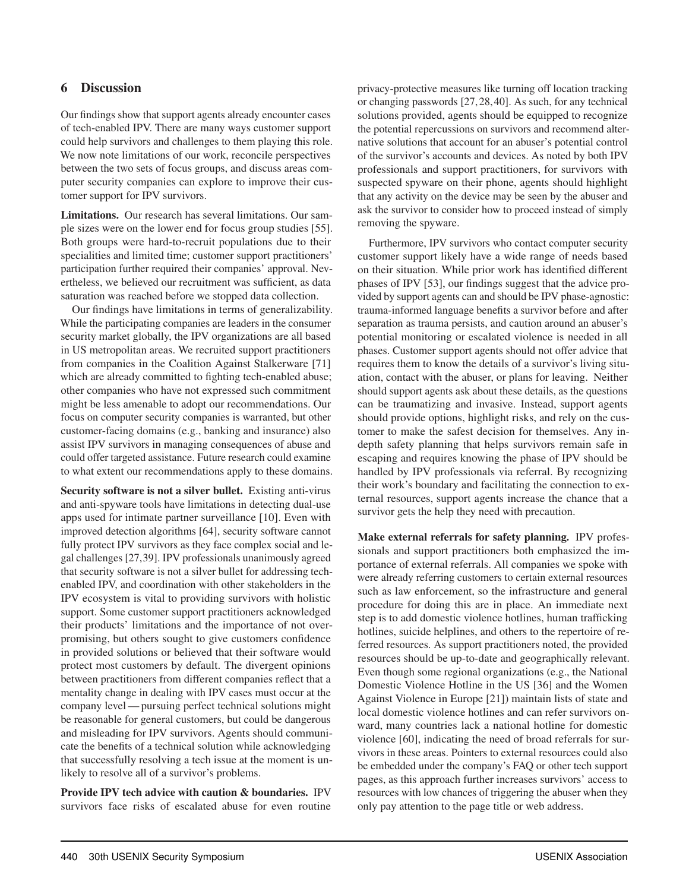## 6 Discussion

Our findings show that support agents already encounter cases of tech-enabled IPV. There are many ways customer support could help survivors and challenges to them playing this role. We now note limitations of our work, reconcile perspectives between the two sets of focus groups, and discuss areas computer security companies can explore to improve their customer support for IPV survivors.

**Limitations.** Our research has several limitations. Our sample sizes were on the lower end for focus group studies [55]. Both groups were hard-to-recruit populations due to their specialities and limited time; customer support practitioners' participation further required their companies' approval. Nevertheless, we believed our recruitment was sufficient, as data saturation was reached before we stopped data collection.

Our findings have limitations in terms of generalizability. While the participating companies are leaders in the consumer security market globally, the IPV organizations are all based in US metropolitan areas. We recruited support practitioners from companies in the Coalition Against Stalkerware [71] which are already committed to fighting tech-enabled abuse; other companies who have not expressed such commitment might be less amenable to adopt our recommendations. Our focus on computer security companies is warranted, but other customer-facing domains (e.g., banking and insurance) also assist IPV survivors in managing consequences of abuse and could offer targeted assistance. Future research could examine to what extent our recommendations apply to these domains.

**Security software is not a silver bullet.** Existing anti-virus and anti-spyware tools have limitations in detecting dual-use apps used for intimate partner surveillance [10]. Even with improved detection algorithms [64], security software cannot fully protect IPV survivors as they face complex social and legal challenges [27,39]. IPV professionals unanimously agreed that security software is not a silver bullet for addressing tech-enabled IPV, and coordination with other stakeholders in the IPV ecosystem is vital to providing survivors with holistic support. Some customer support practitioners acknowledged their products' limitations and the importance of not over-promising, but others sought to give customers confidence in provided solutions or believed that their software would protect most customers by default. The divergent opinions between practitioners from different companies reflect that a mentality change in dealing with IPV cases must occur at the company level — pursuing perfect technical solutions might be reasonable for general customers, but could be dangerous and misleading for IPV survivors. Agents should communicate the benefits of a technical solution while acknowledging that successfully resolving a tech issue at the moment is unlikely to resolve all of a survivor's problems.

**Provide IPV tech advice with caution & boundaries.** IPV survivors face risks of escalated abuse for even routine privacy-protective measures like turning off location tracking or changing passwords [27,28,40]. As such, for any technical solutions provided, agents should be equipped to recognize the potential repercussions on survivors and recommend alternative solutions that account for an abuser's potential control of the survivor's accounts and devices. As noted by both IPV professionals and support practitioners, for survivors with suspected spyware on their phone, agents should highlight that any activity on the device may be seen by the abuser and ask the survivor to consider how to proceed instead of simply removing the spyware.

Furthermore, IPV survivors who contact computer security customer support likely have a wide range of needs based on their situation. While prior work has identified different phases of IPV [53], our findings suggest that the advice provided by support agents can and should be IPV phase-agnostic: trauma-informed language benefits a survivor before and after separation as trauma persists, and caution around an abuser's potential monitoring or escalated violence is needed in all phases. Customer support agents should not offer advice that requires them to know the details of a survivor's living situation, contact with the abuser, or plans for leaving. Neither should support agents ask about these details, as the questions can be traumatizing and invasive. Instead, support agents should provide options, highlight risks, and rely on the customer to make the safest decision for themselves. Any in-depth safety planning that helps survivors remain safe in escaping and requires knowing the phase of IPV should be handled by IPV professionals via referral. By recognizing their work's boundary and facilitating the connection to external resources, support agents increase the chance that a survivor gets the help they need with precaution.

**Make external referrals for safety planning.** IPV professionals and support practitioners both emphasized the importance of external referrals. All companies we spoke with were already referring customers to certain external resources such as law enforcement, so the infrastructure and general procedure for doing this are in place. An immediate next step is to add domestic violence hotlines, human trafficking hotlines, suicide helplines, and others to the repertoire of referred resources. As support practitioners noted, the provided resources should be up-to-date and geographically relevant. Even though some regional organizations (e.g., the National Domestic Violence Hotline in the US [36] and the Women Against Violence in Europe [21]) maintain lists of state and local domestic violence hotlines and can refer survivors onward, many countries lack a national hotline for domestic violence [60], indicating the need of broad referrals for survivors in these areas. Pointers to external resources could also be embedded under the company's FAQ or other tech support pages, as this approach further increases survivors' access to resources with low chances of triggering the abuser when they only pay attention to the page title or web address.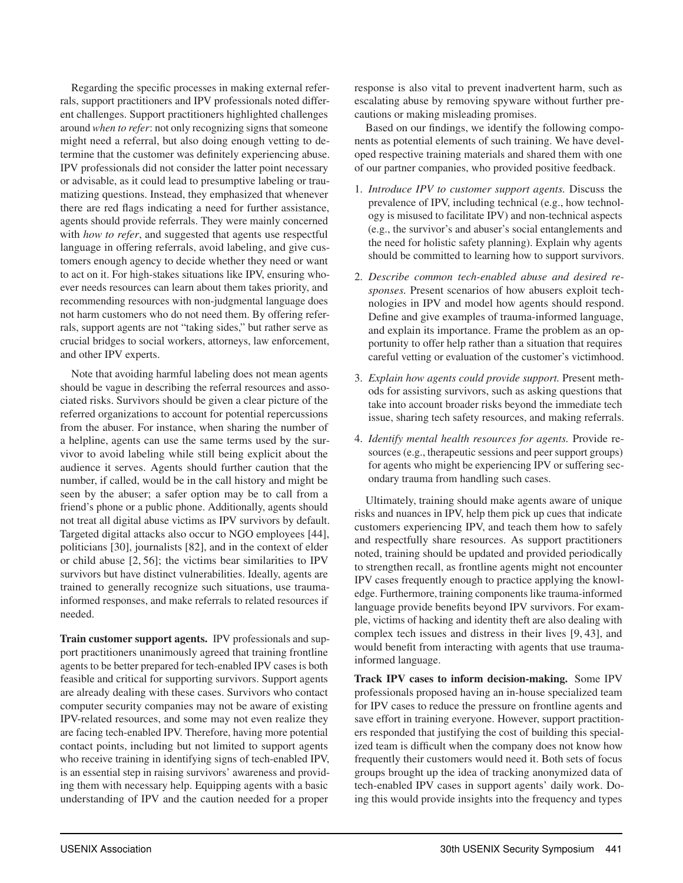Regarding the specific processes in making external referrals, support practitioners and IPV professionals noted different challenges. Support practitioners highlighted challenges around *when to refer*: not only recognizing signs that someone might need a referral, but also doing enough vetting to determine that the customer was definitely experiencing abuse. IPV professionals did not consider the latter point necessary or advisable, as it could lead to presumptive labeling or traumatizing questions. Instead, they emphasized that whenever there are red flags indicating a need for further assistance, agents should provide referrals. They were mainly concerned with *how to refer*, and suggested that agents use respectful language in offering referrals, avoid labeling, and give customers enough agency to decide whether they need or want to act on it. For high-stakes situations like IPV, ensuring whoever needs resources can learn about them takes priority, and recommending resources with non-judgmental language does not harm customers who do not need them. By offering referrals, support agents are not "taking sides," but rather serve as crucial bridges to social workers, attorneys, law enforcement, and other IPV experts.

Note that avoiding harmful labeling does not mean agents should be vague in describing the referral resources and associated risks. Survivors should be given a clear picture of the referred organizations to account for potential repercussions from the abuser. For instance, when sharing the number of a helpline, agents can use the same terms used by the survivor to avoid labeling while still being explicit about the audience it serves. Agents should further caution that the number, if called, would be in the call history and might be seen by the abuser; a safer option may be to call from a friend's phone or a public phone. Additionally, agents should not treat all digital abuse victims as IPV survivors by default. Targeted digital attacks also occur to NGO employees [44], politicians [30], journalists [82], and in the context of elder or child abuse [2, 56]; the victims bear similarities to IPV survivors but have distinct vulnerabilities. Ideally, agents are trained to generally recognize such situations, use trauma-informed responses, and make referrals to related resources if needed.

**Train customer support agents.** IPV professionals and support practitioners unanimously agreed that training frontline agents to be better prepared for tech-enabled IPV cases is both feasible and critical for supporting survivors. Support agents are already dealing with these cases. Survivors who contact computer security companies may not be aware of existing IPV-related resources, and some may not even realize they are facing tech-enabled IPV. Therefore, having more potential contact points, including but not limited to support agents who receive training in identifying signs of tech-enabled IPV, is an essential step in raising survivors' awareness and providing them with necessary help. Equipping agents with a basic understanding of IPV and the caution needed for a proper response is also vital to prevent inadvertent harm, such as escalating abuse by removing spyware without further precautions or making misleading promises.

Based on our findings, we identify the following components as potential elements of such training. We have developed respective training materials and shared them with one of our partner companies, who provided positive feedback.

1. *Introduce IPV to customer support agents.* Discuss the prevalence of IPV, including technical (e.g., how technology is misused to facilitate IPV) and non-technical aspects (e.g., the survivor's and abuser's social entanglements and the need for holistic safety planning). Explain why agents should be committed to learning how to support survivors.
2. *Describe common tech-enabled abuse and desired responses.* Present scenarios of how abusers exploit technologies in IPV and model how agents should respond. Define and give examples of trauma-informed language, and explain its importance. Frame the problem as an opportunity to offer help rather than a situation that requires careful vetting or evaluation of the customer's victimhood.
3. *Explain how agents could provide support.* Present methods for assisting survivors, such as asking questions that take into account broader risks beyond the immediate tech issue, sharing tech safety resources, and making referrals.
4. *Identify mental health resources for agents.* Provide resources (e.g., therapeutic sessions and peer support groups) for agents who might be experiencing IPV or suffering secondary trauma from handling such cases.

Ultimately, training should make agents aware of unique risks and nuances in IPV, help them pick up cues that indicate customers experiencing IPV, and teach them how to safely and respectfully share resources. As support practitioners noted, training should be updated and provided periodically to strengthen recall, as frontline agents might not encounter IPV cases frequently enough to practice applying the knowledge. Furthermore, training components like trauma-informed language provide benefits beyond IPV survivors. For example, victims of hacking and identity theft are also dealing with complex tech issues and distress in their lives [9, 43], and would benefit from interacting with agents that use trauma-informed language.

**Track IPV cases to inform decision-making.** Some IPV professionals proposed having an in-house specialized team for IPV cases to reduce the pressure on frontline agents and save effort in training everyone. However, support practitioners responded that justifying the cost of building this specialized team is difficult when the company does not know how frequently their customers would need it. Both sets of focus groups brought up the idea of tracking anonymized data of tech-enabled IPV cases in support agents' daily work. Doing this would provide insights into the frequency and types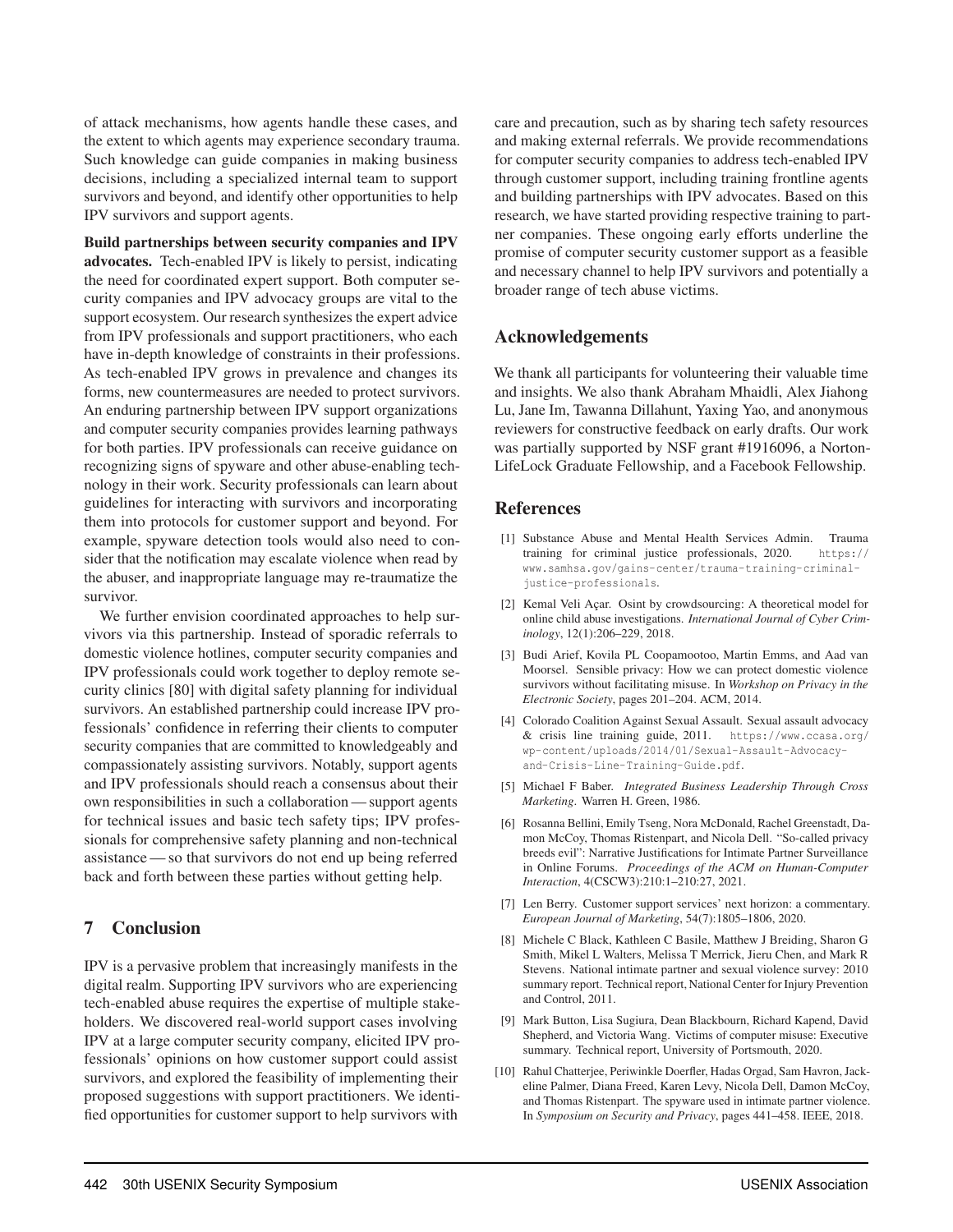of attack mechanisms, how agents handle these cases, and the extent to which agents may experience secondary trauma. Such knowledge can guide companies in making business decisions, including a specialized internal team to support survivors and beyond, and identify other opportunities to help IPV survivors and support agents.

**Build partnerships between security companies and IPV advocates.** Tech-enabled IPV is likely to persist, indicating the need for coordinated expert support. Both computer security companies and IPV advocacy groups are vital to the support ecosystem. Our research synthesizes the expert advice from IPV professionals and support practitioners, who each have in-depth knowledge of constraints in their professions. As tech-enabled IPV grows in prevalence and changes its forms, new countermeasures are needed to protect survivors. An enduring partnership between IPV support organizations and computer security companies provides learning pathways for both parties. IPV professionals can receive guidance on recognizing signs of spyware and other abuse-enabling technology in their work. Security professionals can learn about guidelines for interacting with survivors and incorporating them into protocols for customer support and beyond. For example, spyware detection tools would also need to consider that the notification may escalate violence when read by the abuser, and inappropriate language may re-traumatize the survivor.

We further envision coordinated approaches to help survivors via this partnership. Instead of sporadic referrals to domestic violence hotlines, computer security companies and IPV professionals could work together to deploy remote security clinics [80] with digital safety planning for individual survivors. An established partnership could increase IPV professionals' confidence in referring their clients to computer security companies that are committed to knowledgeably and compassionately assisting survivors. Notably, support agents and IPV professionals should reach a consensus about their own responsibilities in such a collaboration — support agents for technical issues and basic tech safety tips; IPV professionals for comprehensive safety planning and non-technical assistance — so that survivors do not end up being referred back and forth between these parties without getting help.

## 7 Conclusion

IPV is a pervasive problem that increasingly manifests in the digital realm. Supporting IPV survivors who are experiencing tech-enabled abuse requires the expertise of multiple stakeholders. We discovered real-world support cases involving IPV at a large computer security company, elicited IPV professionals' opinions on how customer support could assist survivors, and explored the feasibility of implementing their proposed suggestions with support practitioners. We identified opportunities for customer support to help survivors with care and precaution, such as by sharing tech safety resources and making external referrals. We provide recommendations for computer security companies to address tech-enabled IPV through customer support, including training frontline agents and building partnerships with IPV advocates. Based on this research, we have started providing respective training to partner companies. These ongoing early efforts underline the promise of computer security customer support as a feasible and necessary channel to help IPV survivors and potentially a broader range of tech abuse victims.

## Acknowledgements

We thank all participants for volunteering their valuable time and insights. We also thank Abraham Mhaidli, Alex Jiahong Lu, Jane Im, Tawanna Dillahunt, Yaxing Yao, and anonymous reviewers for constructive feedback on early drafts. Our work was partially supported by NSF grant #1916096, a Norton-LifeLock Graduate Fellowship, and a Facebook Fellowship.

## References

[1] Substance Abuse and Mental Health Services Admin. Trauma training for criminal justice professionals, 2020. https://www.samhsa.gov/gains-center/trauma-training-criminal-justice-professionals.

[2] Kemal Veli Açar. Osint by crowdsourcing: A theoretical model for online child abuse investigations. *International Journal of Cyber Criminology*, 12(1):206–229, 2018.

[3] Budi Arief, Kovila PL Coopamootoo, Martin Emms, and Aad van Moorsel. Sensible privacy: How we can protect domestic violence survivors without facilitating misuse. In *Workshop on Privacy in the Electronic Society*, pages 201–204. ACM, 2014.

[4] Colorado Coalition Against Sexual Assault. Sexual assault advocacy & crisis line training guide, 2011. https://www.ccasa.org/wp-content/uploads/2014/01/Sexual-Assault-Advocacy-and-Crisis-Line-Training-Guide.pdf.

[5] Michael F Baber. *Integrated Business Leadership Through Cross Marketing*. Warren H. Green, 1986.

[6] Rosanna Bellini, Emily Tseng, Nora McDonald, Rachel Greenstadt, Damon McCoy, Thomas Ristenpart, and Nicola Dell. "So-called privacy breeds evil": Narrative Justifications for Intimate Partner Surveillance in Online Forums. *Proceedings of the ACM on Human-Computer Interaction*, 4(CSCW3):210:1–210:27, 2021.

[7] Len Berry. Customer support services' next horizon: a commentary. *European Journal of Marketing*, 54(7):1805–1806, 2020.

[8] Michele C Black, Kathleen C Basile, Matthew J Breiding, Sharon G Smith, Mikel L Walters, Melissa T Merrick, Jieru Chen, and Mark R Stevens. National intimate partner and sexual violence survey: 2010 summary report. Technical report, National Center for Injury Prevention and Control, 2011.

[9] Mark Button, Lisa Sugiura, Dean Blackbourn, Richard Kapend, David Shepherd, and Victoria Wang. Victims of computer misuse: Executive summary. Technical report, University of Portsmouth, 2020.

[10] Rahul Chatterjee, Periwinkle Doerfler, Hadas Orgad, Sam Havron, Jackeline Palmer, Diana Freed, Karen Levy, Nicola Dell, Damon McCoy, and Thomas Ristenpart. The spyware used in intimate partner violence. In *Symposium on Security and Privacy*, pages 441–458. IEEE, 2018.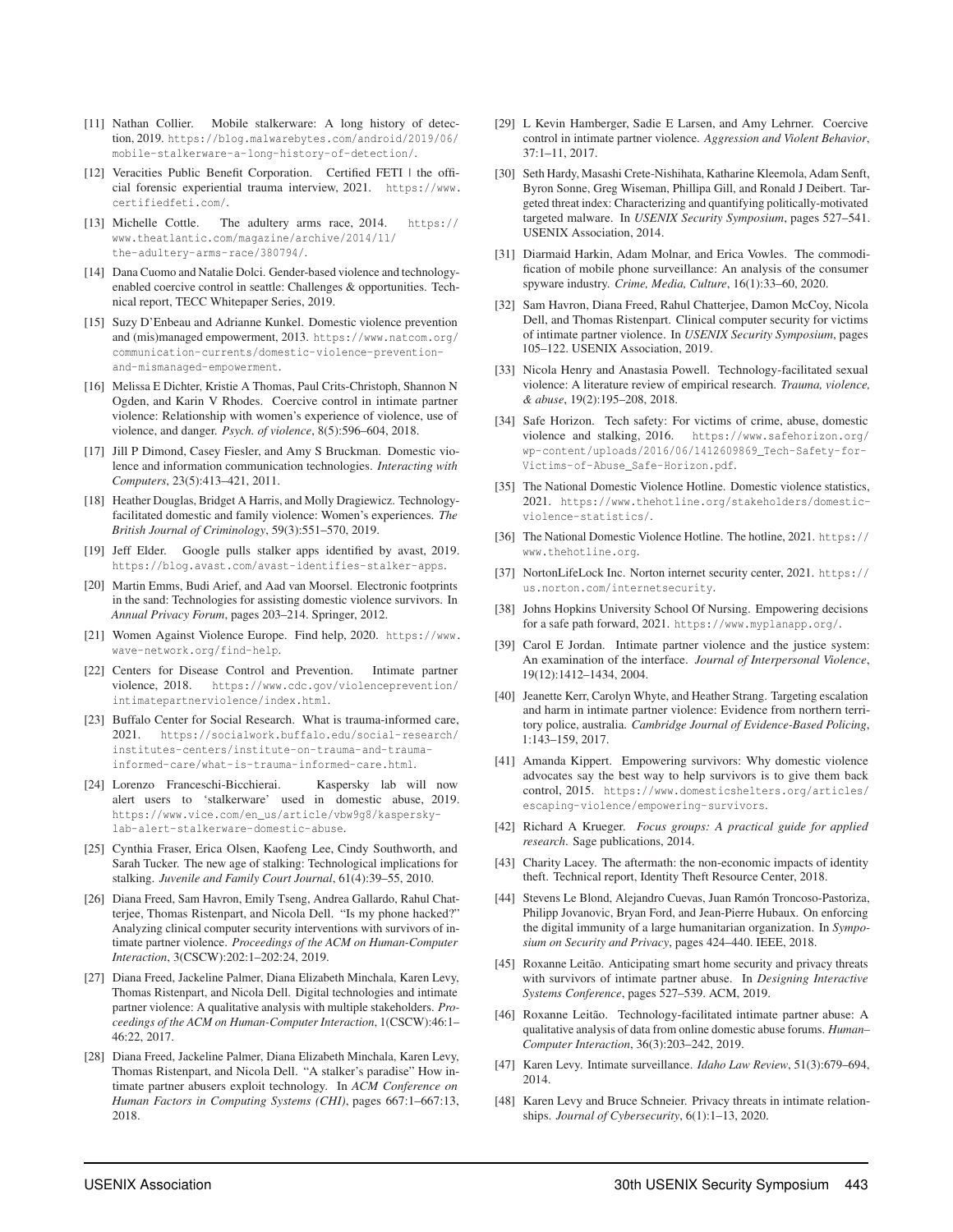[11] Nathan Collier. Mobile stalkerware: A long history of detection, 2019. https://blog.malwarebytes.com/android/2019/06/mobile-stalkerware-a-long-history-of-detection/.

[12] Veracities Public Benefit Corporation. Certified FETI | the official forensic experiential trauma interview, 2021. https://www.certifiedfeti.com/.

[13] Michelle Cottle. The adultery arms race, 2014. https://www.theatlantic.com/magazine/archive/2014/11/the-adultery-arms-race/380794/.

[14] Dana Cuomo and Natalie Dolci. Gender-based violence and technology-enabled coercive control in seattle: Challenges & opportunities. Technical report, TECC Whitepaper Series, 2019.

[15] Suzy D'Enbeau and Adrianne Kunkel. Domestic violence prevention and (mis)managed empowerment, 2013. https://www.natcom.org/communication-currents/domestic-violence-prevention-and-mismanaged-empowerment.

[16] Melissa E Dichter, Kristie A Thomas, Paul Crits-Christoph, Shannon N Ogden, and Karin V Rhodes. Coercive control in intimate partner violence: Relationship with women's experience of violence, use of violence, and danger. *Psych. of violence*, 8(5):596–604, 2018.

[17] Jill P Dimond, Casey Fiesler, and Amy S Bruckman. Domestic violence and information communication technologies. *Interacting with Computers*, 23(5):413–421, 2011.

[18] Heather Douglas, Bridget A Harris, and Molly Dragiewicz. Technology-facilitated domestic and family violence: Women's experiences. *The British Journal of Criminology*, 59(3):551–570, 2019.

[19] Jeff Elder. Google pulls stalker apps identified by avast, 2019. https://blog.avast.com/avast-identifies-stalker-apps.

[20] Martin Emms, Budi Arief, and Aad van Moorsel. Electronic footprints in the sand: Technologies for assisting domestic violence survivors. In *Annual Privacy Forum*, pages 203–214. Springer, 2012.

[21] Women Against Violence Europe. Find help, 2020. https://www.wave-network.org/find-help.

[22] Centers for Disease Control and Prevention. Intimate partner violence, 2018. https://www.cdc.gov/violenceprevention/intimatepartnerviolence/index.html.

[23] Buffalo Center for Social Research. What is trauma-informed care, 2021. https://socialwork.buffalo.edu/social-research/institutes-centers/institute-on-trauma-and-trauma-informed-care/what-is-trauma-informed-care.html.

[24] Lorenzo Franceschi-Bicchierai. Kaspersky lab will now alert users to 'stalkerware' used in domestic abuse, 2019. https://www.vice.com/en_us/article/vbw9g8/kaspersky-lab-alert-stalkerware-domestic-abuse.

[25] Cynthia Fraser, Erica Olsen, Kaofeng Lee, Cindy Southworth, and Sarah Tucker. The new age of stalking: Technological implications for stalking. *Juvenile and Family Court Journal*, 61(4):39–55, 2010.

[26] Diana Freed, Sam Havron, Emily Tseng, Andrea Gallardo, Rahul Chatterjee, Thomas Ristenpart, and Nicola Dell. "Is my phone hacked?" Analyzing clinical computer security interventions with survivors of intimate partner violence. *Proceedings of the ACM on Human-Computer Interaction*, 3(CSCW):202:1–202:24, 2019.

[27] Diana Freed, Jackeline Palmer, Diana Elizabeth Minchala, Karen Levy, Thomas Ristenpart, and Nicola Dell. Digital technologies and intimate partner violence: A qualitative analysis with multiple stakeholders. *Proceedings of the ACM on Human-Computer Interaction*, 1(CSCW):46:1–46:22, 2017.

[28] Diana Freed, Jackeline Palmer, Diana Elizabeth Minchala, Karen Levy, Thomas Ristenpart, and Nicola Dell. "A stalker's paradise" How intimate partner abusers exploit technology. In *ACM Conference on Human Factors in Computing Systems (CHI)*, pages 667:1–667:13, 2018.

[29] L Kevin Hamberger, Sadie E Larsen, and Amy Lehrner. Coercive control in intimate partner violence. *Aggression and Violent Behavior*, 37:1–11, 2017.

[30] Seth Hardy, Masashi Crete-Nishihata, Katharine Kleemola, Adam Senft, Byron Sonne, Greg Wiseman, Phillipa Gill, and Ronald J Deibert. Targeted threat index: Characterizing and quantifying politically-motivated targeted malware. In *USENIX Security Symposium*, pages 527–541. USENIX Association, 2014.

[31] Diarmaid Harkin, Adam Molnar, and Erica Vowles. The commodification of mobile phone surveillance: An analysis of the consumer spyware industry. *Crime, Media, Culture*, 16(1):33–60, 2020.

[32] Sam Havron, Diana Freed, Rahul Chatterjee, Damon McCoy, Nicola Dell, and Thomas Ristenpart. Clinical computer security for victims of intimate partner violence. In *USENIX Security Symposium*, pages 105–122. USENIX Association, 2019.

[33] Nicola Henry and Anastasia Powell. Technology-facilitated sexual violence: A literature review of empirical research. *Trauma, violence, & abuse*, 19(2):195–208, 2018.

[34] Safe Horizon. Tech safety: For victims of crime, abuse, domestic violence and stalking, 2016. https://www.safehorizon.org/wp-content/uploads/2016/06/1412609869_Tech-Safety-for-Victims-of-Abuse_Safe-Horizon.pdf.

[35] The National Domestic Violence Hotline. Domestic violence statistics, 2021. https://www.thehotline.org/stakeholders/domestic-violence-statistics/.

[36] The National Domestic Violence Hotline. The hotline, 2021. https://www.thehotline.org.

[37] NortonLifeLock Inc. Norton internet security center, 2021. https://us.norton.com/internetsecurity.

[38] Johns Hopkins University School Of Nursing. Empowering decisions for a safe path forward, 2021. https://www.myplanapp.org/.

[39] Carol E Jordan. Intimate partner violence and the justice system: An examination of the interface. *Journal of Interpersonal Violence*, 19(12):1412–1434, 2004.

[40] Jeanette Kerr, Carolyn Whyte, and Heather Strang. Targeting escalation and harm in intimate partner violence: Evidence from northern territory police, australia. *Cambridge Journal of Evidence-Based Policing*, 1:143–159, 2017.

[41] Amanda Kippert. Empowering survivors: Why domestic violence advocates say the best way to help survivors is to give them back control, 2015. https://www.domesticshelters.org/articles/escaping-violence/empowering-survivors.

[42] Richard A Krueger. *Focus groups: A practical guide for applied research*. Sage publications, 2014.

[43] Charity Lacey. The aftermath: the non-economic impacts of identity theft. Technical report, Identity Theft Resource Center, 2018.

[44] Stevens Le Blond, Alejandro Cuevas, Juan Ramón Troncoso-Pastoriza, Philipp Jovanovic, Bryan Ford, and Jean-Pierre Hubaux. On enforcing the digital immunity of a large humanitarian organization. In *Symposium on Security and Privacy*, pages 424–440. IEEE, 2018.

[45] Roxanne Leitão. Anticipating smart home security and privacy threats with survivors of intimate partner abuse. In *Designing Interactive Systems Conference*, pages 527–539. ACM, 2019.

[46] Roxanne Leitão. Technology-facilitated intimate partner abuse: A qualitative analysis of data from online domestic abuse forums. *Human–Computer Interaction*, 36(3):203–242, 2019.

[47] Karen Levy. Intimate surveillance. *Idaho Law Review*, 51(3):679–694, 2014.

[48] Karen Levy and Bruce Schneier. Privacy threats in intimate relationships. *Journal of Cybersecurity*, 6(1):1–13, 2020.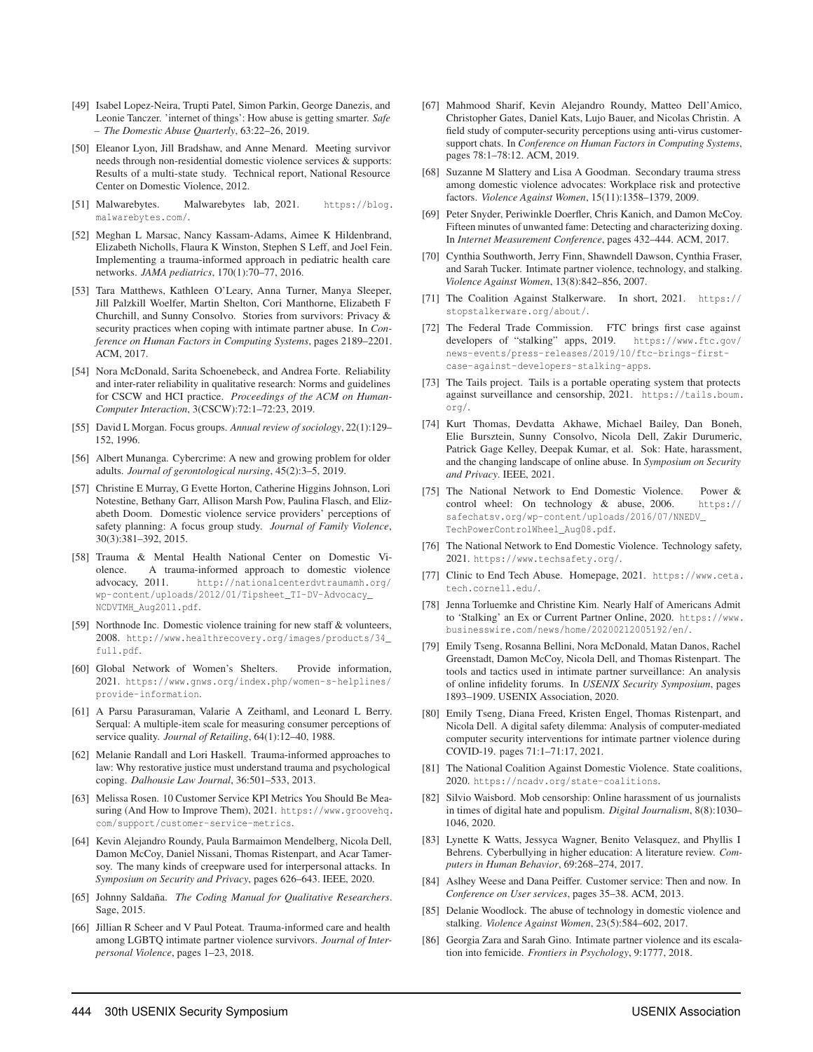[49] Isabel Lopez-Neira, Trupti Patel, Simon Parkin, George Danezis, and Leonie Tanczer. 'internet of things': How abuse is getting smarter. *Safe – The Domestic Abuse Quarterly*, 63:22–26, 2019.

[50] Eleanor Lyon, Jill Bradshaw, and Anne Menard. Meeting survivor needs through non-residential domestic violence services & supports: Results of a multi-state study. Technical report, National Resource Center on Domestic Violence, 2012.

[51] Malwarebytes. Malwarebytes lab, 2021. https://blog.malwarebytes.com/.

[52] Meghan L Marsac, Nancy Kassam-Adams, Aimee K Hildenbrand, Elizabeth Nicholls, Flaura K Winston, Stephen S Leff, and Joel Fein. Implementing a trauma-informed approach in pediatric health care networks. *JAMA pediatrics*, 170(1):70–77, 2016.

[53] Tara Matthews, Kathleen O'Leary, Anna Turner, Manya Sleeper, Jill Palzkill Woelfer, Martin Shelton, Cori Manthorne, Elizabeth F Churchill, and Sunny Consolvo. Stories from survivors: Privacy & security practices when coping with intimate partner abuse. In *Conference on Human Factors in Computing Systems*, pages 2189–2201. ACM, 2017.

[54] Nora McDonald, Sarita Schoenebeck, and Andrea Forte. Reliability and inter-rater reliability in qualitative research: Norms and guidelines for CSCW and HCI practice. *Proceedings of the ACM on Human-Computer Interaction*, 3(CSCW):72:1–72:23, 2019.

[55] David L Morgan. Focus groups. *Annual review of sociology*, 22(1):129–152, 1996.

[56] Albert Munanga. Cybercrime: A new and growing problem for older adults. *Journal of gerontological nursing*, 45(2):3–5, 2019.

[57] Christine E Murray, G Evette Horton, Catherine Higgins Johnson, Lori Notestine, Bethany Garr, Allison Marsh Pow, Paulina Flasch, and Elizabeth Doom. Domestic violence service providers' perceptions of safety planning: A focus group study. *Journal of Family Violence*, 30(3):381–392, 2015.

[58] Trauma & Mental Health National Center on Domestic Violence. A trauma-informed approach to domestic violence advocacy, 2011. http://nationalcenterdvtraumamh.org/wp-content/uploads/2012/01/Tipsheet_TI-DV-Advocacy_NCDVTMH_Aug2011.pdf.

[59] Northnode Inc. Domestic violence training for new staff & volunteers, 2008. http://www.healthrecovery.org/images/products/34_full.pdf.

[60] Global Network of Women's Shelters. Provide information, 2021. https://www.gnws.org/index.php/women-s-helplines/provide-information.

[61] A Parsu Parasuraman, Valarie A Zeithaml, and Leonard L Berry. Serqual: A multiple-item scale for measuring consumer perceptions of service quality. *Journal of Retailing*, 64(1):12–40, 1988.

[62] Melanie Randall and Lori Haskell. Trauma-informed approaches to law: Why restorative justice must understand trauma and psychological coping. *Dalhousie Law Journal*, 36:501–533, 2013.

[63] Melissa Rosen. 10 Customer Service KPI Metrics You Should Be Measuring (And How to Improve Them), 2021. https://www.groovehq.com/support/customer-service-metrics.

[64] Kevin Alejandro Roundy, Paula Barmaimon Mendelberg, Nicola Dell, Damon McCoy, Daniel Nissani, Thomas Ristenpart, and Acar Tamersoy. The many kinds of creepware used for interpersonal attacks. In *Symposium on Security and Privacy*, pages 626–643. IEEE, 2020.

[65] Johnny Saldaña. *The Coding Manual for Qualitative Researchers*. Sage, 2015.

[66] Jillian R Scheer and V Paul Poteat. Trauma-informed care and health among LGBTQ intimate partner violence survivors. *Journal of Interpersonal Violence*, pages 1–23, 2018.

[67] Mahmood Sharif, Kevin Alejandro Roundy, Matteo Dell'Amico, Christopher Gates, Daniel Kats, Lujo Bauer, and Nicolas Christin. A field study of computer-security perceptions using anti-virus customer-support chats. In *Conference on Human Factors in Computing Systems*, pages 78:1–78:12. ACM, 2019.

[68] Suzanne M Slattery and Lisa A Goodman. Secondary trauma stress among domestic violence advocates: Workplace risk and protective factors. *Violence Against Women*, 15(11):1358–1379, 2009.

[69] Peter Snyder, Periwinkle Doerfler, Chris Kanich, and Damon McCoy. Fifteen minutes of unwanted fame: Detecting and characterizing doxing. In *Internet Measurement Conference*, pages 432–444. ACM, 2017.

[70] Cynthia Southworth, Jerry Finn, Shawndell Dawson, Cynthia Fraser, and Sarah Tucker. Intimate partner violence, technology, and stalking. *Violence Against Women*, 13(8):842–856, 2007.

[71] The Coalition Against Stalkerware. In short, 2021. https://stopstalkerware.org/about/.

[72] The Federal Trade Commission. FTC brings first case against developers of "stalking" apps, 2019. https://www.ftc.gov/news-events/press-releases/2019/10/ftc-brings-first-case-against-developers-stalking-apps.

[73] The Tails project. Tails is a portable operating system that protects against surveillance and censorship, 2021. https://tails.boum.org/.

[74] Kurt Thomas, Devdatta Akhawe, Michael Bailey, Dan Boneh, Elie Bursztein, Sunny Consolvo, Nicola Dell, Zakir Durumeric, Patrick Gage Kelley, Deepak Kumar, et al. Sok: Hate, harassment, and the changing landscape of online abuse. In *Symposium on Security and Privacy*. IEEE, 2021.

[75] The National Network to End Domestic Violence. Power & control wheel: On technology & abuse, 2006. https://safechatsv.org/wp-content/uploads/2016/07/NNEDV_TechPowerControlWheel_Aug08.pdf.

[76] The National Network to End Domestic Violence. Technology safety, 2021. https://www.techsafety.org/.

[77] Clinic to End Tech Abuse. Homepage, 2021. https://www.ceta.tech.cornell.edu/.

[78] Jenna Torluemke and Christine Kim. Nearly Half of Americans Admit to 'Stalking' an Ex or Current Partner Online, 2020. https://www.businesswire.com/news/home/20200212005192/en/.

[79] Emily Tseng, Rosanna Bellini, Nora McDonald, Matan Danos, Rachel Greenstadt, Damon McCoy, Nicola Dell, and Thomas Ristenpart. The tools and tactics used in intimate partner surveillance: An analysis of online infidelity forums. In *USENIX Security Symposium*, pages 1893–1909. USENIX Association, 2020.

[80] Emily Tseng, Diana Freed, Kristen Engel, Thomas Ristenpart, and Nicola Dell. A digital safety dilemma: Analysis of computer-mediated computer security interventions for intimate partner violence during COVID-19. pages 71:1–71:17, 2021.

[81] The National Coalition Against Domestic Violence. State coalitions, 2020. https://ncadv.org/state-coalitions.

[82] Silvio Waisbord. Mob censorship: Online harassment of us journalists in times of digital hate and populism. *Digital Journalism*, 8(8):1030–1046, 2020.

[83] Lynette K Watts, Jessyca Wagner, Benito Velasquez, and Phyllis I Behrens. Cyberbullying in higher education: A literature review. *Computers in Human Behavior*, 69:268–274, 2017.

[84] Aslhey Weese and Dana Peiffer. Customer service: Then and now. In *Conference on User services*, pages 35–38. ACM, 2013.

[85] Delanie Woodlock. The abuse of technology in domestic violence and stalking. *Violence Against Women*, 23(5):584–602, 2017.

[86] Georgia Zara and Sarah Gino. Intimate partner violence and its escalation into femicide. *Frontiers in Psychology*, 9:1777, 2018.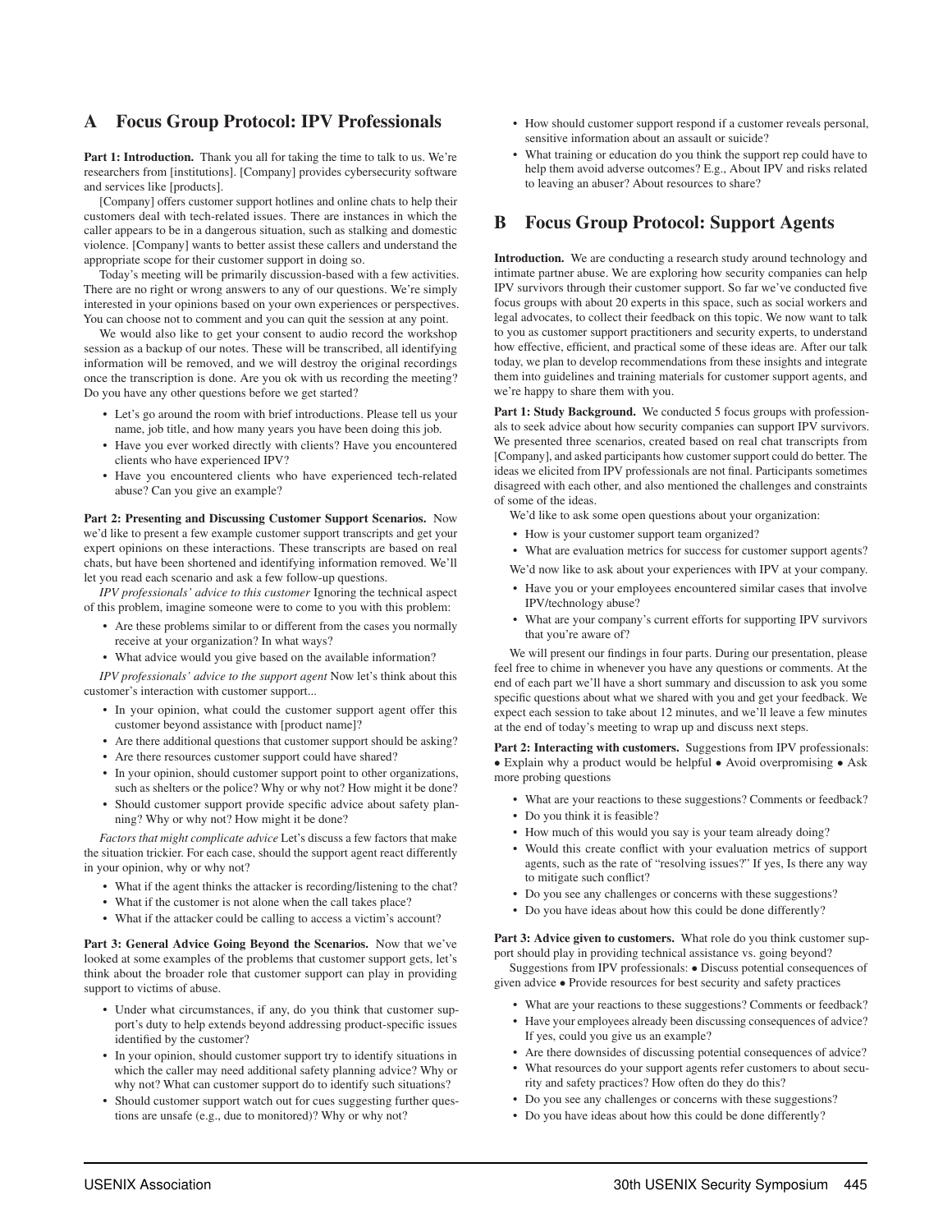## A Focus Group Protocol: IPV Professionals

**Part 1: Introduction.** Thank you all for taking the time to talk to us. We're researchers from [institutions]. [Company] provides cybersecurity software and services like [products].

[Company] offers customer support hotlines and online chats to help their customers deal with tech-related issues. There are instances in which the caller appears to be in a dangerous situation, such as stalking and domestic violence. [Company] wants to better assist these callers and understand the appropriate scope for their customer support in doing so.

Today's meeting will be primarily discussion-based with a few activities. There are no right or wrong answers to any of our questions. We're simply interested in your opinions based on your own experiences or perspectives. You can choose not to comment and you can quit the session at any point.

We would also like to get your consent to audio record the workshop session as a backup of our notes. These will be transcribed, all identifying information will be removed, and we will destroy the original recordings once the transcription is done. Are you ok with us recording the meeting? Do you have any other questions before we get started?

- Let's go around the room with brief introductions. Please tell us your name, job title, and how many years you have been doing this job.
- Have you ever worked directly with clients? Have you encountered clients who have experienced IPV?
- Have you encountered clients who have experienced tech-related abuse? Can you give an example?

**Part 2: Presenting and Discussing Customer Support Scenarios.** Now we'd like to present a few example customer support transcripts and get your expert opinions on these interactions. These transcripts are based on real chats, but have been shortened and identifying information removed. We'll let you read each scenario and ask a few follow-up questions.

*IPV professionals' advice to this customer* Ignoring the technical aspect of this problem, imagine someone were to come to you with this problem:

- Are these problems similar to or different from the cases you normally receive at your organization? In what ways?
- What advice would you give based on the available information?

*IPV professionals' advice to the support agent* Now let's think about this customer's interaction with customer support...

- In your opinion, what could the customer support agent offer this customer beyond assistance with [product name]?
- Are there additional questions that customer support should be asking?
- Are there resources customer support could have shared?
- In your opinion, should customer support point to other organizations, such as shelters or the police? Why or why not? How might it be done?
- Should customer support provide specific advice about safety planning? Why or why not? How might it be done?

*Factors that might complicate advice* Let's discuss a few factors that make the situation trickier. For each case, should the support agent react differently in your opinion, why or why not?

- What if the agent thinks the attacker is recording/listening to the chat?
- What if the customer is not alone when the call takes place?
- What if the attacker could be calling to access a victim's account?

**Part 3: General Advice Going Beyond the Scenarios.** Now that we've looked at some examples of the problems that customer support gets, let's think about the broader role that customer support can play in providing support to victims of abuse.

- Under what circumstances, if any, do you think that customer support's duty to help extends beyond addressing product-specific issues identified by the customer?
- In your opinion, should customer support try to identify situations in which the caller may need additional safety planning advice? Why or why not? What can customer support do to identify such situations?
- Should customer support watch out for cues suggesting further questions are unsafe (e.g., due to monitored)? Why or why not?
- How should customer support respond if a customer reveals personal, sensitive information about an assault or suicide?
- What training or education do you think the support rep could have to help them avoid adverse outcomes? E.g., About IPV and risks related to leaving an abuser? About resources to share?

## B Focus Group Protocol: Support Agents

**Introduction.** We are conducting a research study around technology and intimate partner abuse. We are exploring how security companies can help IPV survivors through their customer support. So far we've conducted five focus groups with about 20 experts in this space, such as social workers and legal advocates, to collect their feedback on this topic. We now want to talk to you as customer support practitioners and security experts, to understand how effective, efficient, and practical some of these ideas are. After our talk today, we plan to develop recommendations from these insights and integrate them into guidelines and training materials for customer support agents, and we're happy to share them with you.

**Part 1: Study Background.** We conducted 5 focus groups with professionals to seek advice about how security companies can support IPV survivors. We presented three scenarios, created based on real chat transcripts from [Company], and asked participants how customer support could do better. The ideas we elicited from IPV professionals are not final. Participants sometimes disagreed with each other, and also mentioned the challenges and constraints of some of the ideas.

We'd like to ask some open questions about your organization:

- How is your customer support team organized?
- What are evaluation metrics for success for customer support agents?

We'd now like to ask about your experiences with IPV at your company.

- Have you or your employees encountered similar cases that involve IPV/technology abuse?
- What are your company's current efforts for supporting IPV survivors that you're aware of?

We will present our findings in four parts. During our presentation, please feel free to chime in whenever you have any questions or comments. At the end of each part we'll have a short summary and discussion to ask you some specific questions about what we shared with you and get your feedback. We expect each session to take about 12 minutes, and we'll leave a few minutes at the end of today's meeting to wrap up and discuss next steps.

**Part 2: Interacting with customers.** Suggestions from IPV professionals: • Explain why a product would be helpful • Avoid overpromising • Ask more probing questions

- What are your reactions to these suggestions? Comments or feedback?
- Do you think it is feasible?
- How much of this would you say is your team already doing?
- Would this create conflict with your evaluation metrics of support agents, such as the rate of "resolving issues?" If yes, Is there any way to mitigate such conflict?
- Do you see any challenges or concerns with these suggestions?
- Do you have ideas about how this could be done differently?

**Part 3: Advice given to customers.** What role do you think customer support should play in providing technical assistance vs. going beyond?

Suggestions from IPV professionals: • Discuss potential consequences of given advice • Provide resources for best security and safety practices

- What are your reactions to these suggestions? Comments or feedback?
- Have your employees already been discussing consequences of advice? If yes, could you give us an example?
- Are there downsides of discussing potential consequences of advice?
- What resources do your support agents refer customers to about security and safety practices? How often do they do this?
- Do you see any challenges or concerns with these suggestions?
- Do you have ideas about how this could be done differently?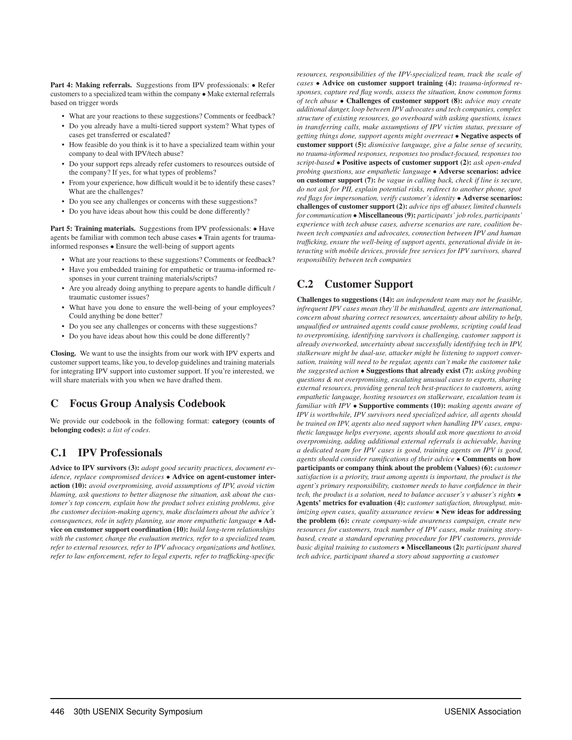**Part 4: Making referrals.** Suggestions from IPV professionals: • Refer customers to a specialized team within the company • Make external referrals based on trigger words

- What are your reactions to these suggestions? Comments or feedback?
- Do you already have a multi-tiered support system? What types of cases get transferred or escalated?
- How feasible do you think is it to have a specialized team within your company to deal with IPV/tech abuse?
- Do your support reps already refer customers to resources outside of the company? If yes, for what types of problems?
- From your experience, how difficult would it be to identify these cases? What are the challenges?
- Do you see any challenges or concerns with these suggestions?
- Do you have ideas about how this could be done differently?

**Part 5: Training materials.** Suggestions from IPV professionals: • Have agents be familiar with common tech abuse cases • Train agents for trauma-informed responses • Ensure the well-being of support agents

- What are your reactions to these suggestions? Comments or feedback?
- Have you embedded training for empathetic or trauma-informed responses in your current training materials/scripts?
- Are you already doing anything to prepare agents to handle difficult / traumatic customer issues?
- What have you done to ensure the well-being of your employees? Could anything be done better?
- Do you see any challenges or concerns with these suggestions?
- Do you have ideas about how this could be done differently?

**Closing.** We want to use the insights from our work with IPV experts and customer support teams, like you, to develop guidelines and training materials for integrating IPV support into customer support. If you're interested, we will share materials with you when we have drafted them.

# C Focus Group Analysis Codebook

We provide our codebook in the following format: **category (counts of belonging codes):** *a list of codes.*

## C.1 IPV Professionals

**Advice to IPV survivors (3):** *adopt good security practices, document evidence, replace compromised devices* • **Advice on agent-customer interaction (10):** *avoid overpromising, avoid assumptions of IPV, avoid victim blaming, ask questions to better diagnose the situation, ask about the customer's top concern, explain how the product solves existing problems, give the customer decision-making agency, make disclaimers about the advice's consequences, role in safety planning, use more empathetic language* • **Advice on customer support coordination (10):** *build long-term relationships with the customer, change the evaluation metrics, refer to a specialized team, refer to external resources, refer to IPV advocacy organizations and hotlines, refer to law enforcement, refer to legal experts, refer to trafficking-specific resources, responsibilities of the IPV-specialized team, track the scale of cases* • **Advice on customer support training (4):** *trauma-informed responses, capture red flag words, assess the situation, know common forms of tech abuse* • **Challenges of customer support (8):** *advice may create additional danger, loop between IPV advocates and tech companies, complex structure of existing resources, go overboard with asking questions, issues in transferring calls, make assumptions of IPV victim status, pressure of getting things done, support agents might overreact* • **Negative aspects of customer support (5):** *dismissive language, give a false sense of security, no trauma-informed responses, responses too product-focused, responses too script-based* • **Positive aspects of customer support (2):** *ask open-ended probing questions, use empathetic language* • **Adverse scenarios: advice on customer support (7):** *be vague in calling back, check if line is secure, do not ask for PII, explain potential risks, redirect to another phone, spot red flags for impersonation, verify customer's identity* • **Adverse scenarios: challenges of customer support (2):** *advice tips off abuser, limited channels for communication* • **Miscellaneous (9):** *participants' job roles, participants' experience with tech abuse cases, adverse scenarios are rare, coalition between tech companies and advocates, connection between IPV and human trafficking, ensure the well-being of support agents, generational divide in interacting with mobile devices, provide free services for IPV survivors, shared responsibility between tech companies*

## C.2 Customer Support

**Challenges to suggestions (14):** *an independent team may not be feasible, infrequent IPV cases mean they'll be mishandled, agents are international, concern about sharing correct resources, uncertainty about ability to help, unqualified or untrained agents could cause problems, scripting could lead to overpromising, identifying survivors is challenging, customer support is already overworked, uncertainty about successfully identifying tech in IPV, stalkerware might be dual-use, attacker might be listening to support conversation, training will need to be regular, agents can't make the customer take the suggested action* • **Suggestions that already exist (7):** *asking probing questions & not overpromising, escalating unusual cases to experts, sharing external resources, providing general tech best-practices to customers, using empathetic language, hosting resources on stalkerware, escalation team is familiar with IPV* • **Supportive comments (10):** *making agents aware of IPV is worthwhile, IPV survivors need specialized advice, all agents should be trained on IPV, agents also need support when handling IPV cases, empathetic language helps everyone, agents should ask more questions to avoid overpromising, adding additional external referrals is achievable, having a dedicated team for IPV cases is good, training agents on IPV is good, agents should consider ramifications of their advice* • **Comments on how participants or company think about the problem (Values) (6):** *customer satisfaction is a priority, trust among agents is important, the product is the agent's primary responsibility, customer needs to have confidence in their tech, the product is a solution, need to balance accuser's v abuser's rights* • **Agents' metrics for evaluation (4):** *customer satisfaction, throughput, minimizing open cases, quality assurance review* • **New ideas for addressing the problem (6):** *create company-wide awareness campaign, create new resources for customers, track number of IPV cases, make training story-based, create a standard operating procedure for IPV customers, provide basic digital training to customers* • **Miscellaneous (2):** *participant shared tech advice, participant shared a story about supporting a customer*